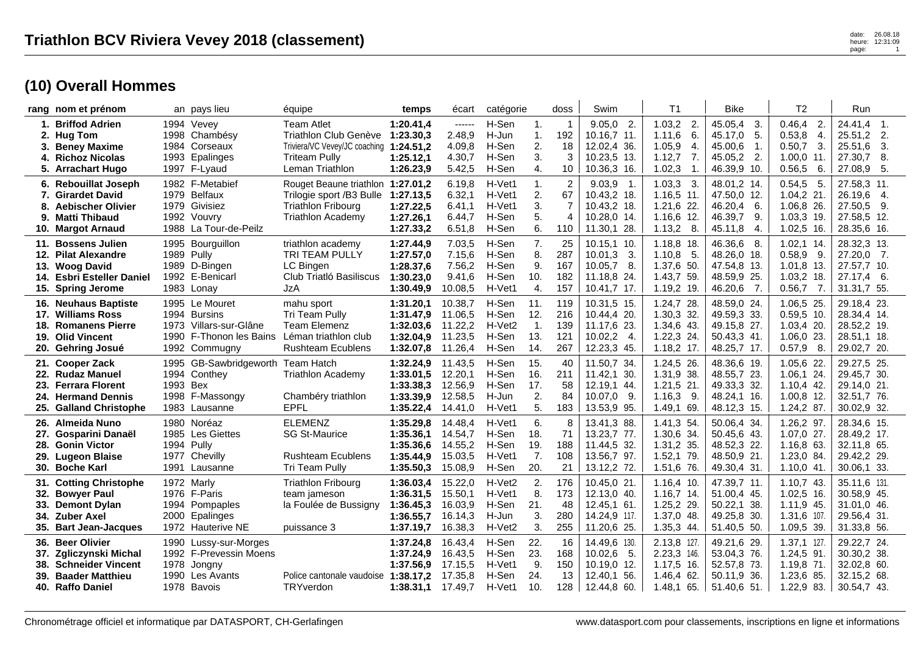# Triathlon BCV Riviera Vevey 2018 (classement)

## (10) Overall Hommes

| rang | nom et prénom | an | pays lieu | équipe | temps | écart | catégorie | | doss | Swim | | T1 | | Bike | | T2 | | Run | |
|---|---|---|---|---|---|---|---|---|---|---|---|---|---|---|---|---|---|---|---|
| 1. | **Briffod Adrien** | 1994 | Vevey | Team Atlet | **1:20.41,4** | ------ | H-Sen | 1. | 1 | 9.05,0 | 2. | 1.03,2 | 2. | 45.05,4 | 3. | 0.46,4 | 2. | 24.41,4 | 1. |
| 2. | **Hug Tom** | 1998 | Chambésy | Triathlon Club Genève | **1:23.30,3** | 2.48,9 | H-Jun | 1. | 192 | 10.16,7 | 11. | 1.11,6 | 6. | 45.17,0 | 5. | 0.53,8 | 4. | 25.51,2 | 2. |
| 3. | **Beney Maxime** | 1984 | Corseaux | Triviera/VC Vevey/JC coaching | **1:24.51,2** | 4.09,8 | H-Sen | 2. | 18 | 12.02,4 | 36. | 1.05,9 | 4. | 45.00,6 | 1. | 0.50,7 | 3. | 25.51,6 | 3. |
| 4. | **Richoz Nicolas** | 1993 | Epalinges | Triteam Pully | **1:25.12,1** | 4.30,7 | H-Sen | 3. | 3 | 10.23,5 | 13. | 1.12,7 | 7. | 45.05,2 | 2. | 1.00,0 | 11. | 27.30,7 | 8. |
| 5. | **Arrachart Hugo** | 1997 | F-Lyaud | Leman Triathlon | **1:26.23,9** | 5.42,5 | H-Sen | 4. | 10 | 10.36,3 | 16. | 1.02,3 | 1. | 46.39,9 | 10. | 0.56,5 | 6. | 27.08,9 | 5. |
| 6. | **Rebouillat Joseph** | 1982 | F-Metabief | Rouget Beaune triathlon | **1:27.01,2** | 6.19,8 | H-Vet1 | 1. | 2 | 9.03,9 | 1. | 1.03,3 | 3. | 48.01,2 | 14. | 0.54,5 | 5. | 27.58,3 | 11. |
| 7. | **Girardet David** | 1979 | Belfaux | Trilogie sport /B3 Bulle | **1:27.13,5** | 6.32,1 | H-Vet1 | 2. | 67 | 10.43,2 | 18. | 1.16,5 | 11. | 47.50,0 | 12. | 1.04,2 | 21. | 26.19,6 | 4. |
| 8. | **Aebischer Olivier** | 1979 | Givisiez | Triathlon Fribourg | **1:27.22,5** | 6.41,1 | H-Vet1 | 3. | 7 | 10.43,2 | 18. | 1.21,6 | 22. | 46.20,4 | 6. | 1.06,8 | 26. | 27.50,5 | 9. |
| 9. | **Matti Thibaud** | 1992 | Vouvry | Triathlon Academy | **1:27.26,1** | 6.44,7 | H-Sen | 5. | 4 | 10.28,0 | 14. | 1.16,6 | 12. | 46.39,7 | 9. | 1.03,3 | 19. | 27.58,5 | 12. |
| 10. | **Margot Arnaud** | 1988 | La Tour-de-Peilz | | **1:27.33,2** | 6.51,8 | H-Sen | 6. | 110 | 11.30,1 | 28. | 1.13,2 | 8. | 45.11,8 | 4. | 1.02,5 | 16. | 28.35,6 | 16. |
| 11. | **Bossens Julien** | 1995 | Bourguillon | triathlon academy | **1:27.44,9** | 7.03,5 | H-Sen | 7. | 25 | 10.15,1 | 10. | 1.18,8 | 18. | 46.36,6 | 8. | 1.02,1 | 14. | 28.32,3 | 13. |
| 12. | **Pilat Alexandre** | 1989 | Pully | TRI TEAM PULLY | **1:27.57,0** | 7.15,6 | H-Sen | 8. | 287 | 10.01,3 | 3. | 1.10,8 | 5. | 48.26,0 | 18. | 0.58,9 | 9. | 27.20,0 | 7. |
| 13. | **Woog David** | 1989 | D-Bingen | LC Bingen | **1:28.37,6** | 7.56,2 | H-Sen | 9. | 167 | 10.05,7 | 8. | 1.37,6 | 50. | 47.54,8 | 13. | 1.01,8 | 13. | 27.57,7 | 10. |
| 14. | **Esbri Esteller Daniel** | 1992 | E-Benicarl | Club Triatló Basiliscus | **1:30.23,0** | 9.41,6 | H-Sen | 10. | 182 | 11.18,8 | 24. | 1.43,7 | 59. | 48.59,9 | 25. | 1.03,2 | 18. | 27.17,4 | 6. |
| 15. | **Spring Jerome** | 1983 | Lonay | JzA | **1:30.49,9** | 10.08,5 | H-Vet1 | 4. | 157 | 10.41,7 | 17. | 1.19,2 | 19. | 46.20,6 | 7. | 0.56,7 | 7. | 31.31,7 | 55. |
| 16. | **Neuhaus Baptiste** | 1995 | Le Mouret | mahu sport | **1:31.20,1** | 10.38,7 | H-Sen | 11. | 119 | 10.31,5 | 15. | 1.24,7 | 28. | 48.59,0 | 24. | 1.06,5 | 25. | 29.18,4 | 23. |
| 17. | **Williams Ross** | 1994 | Bursins | Tri Team Pully | **1:31.47,9** | 11.06,5 | H-Sen | 12. | 216 | 10.44,4 | 20. | 1.30,3 | 32. | 49.59,3 | 33. | 0.59,5 | 10. | 28.34,4 | 14. |
| 18. | **Romanens Pierre** | 1973 | Villars-sur-Glâne | Team Elemenz | **1:32.03,6** | 11.22,2 | H-Vet2 | 1. | 139 | 11.17,6 | 23. | 1.34,6 | 43. | 49.15,8 | 27. | 1.03,4 | 20. | 28.52,2 | 19. |
| 19. | **Olid Vincent** | 1990 | F-Thonon les Bains | Léman triathlon club | **1:32.04,9** | 11.23,5 | H-Sen | 13. | 121 | 10.02,2 | 4. | 1.22,3 | 24. | 50.43,3 | 41. | 1.06,0 | 23. | 28.51,1 | 18. |
| 20. | **Gehring Josué** | 1992 | Commugny | Rushteam Ecublens | **1:32.07,8** | 11.26,4 | H-Sen | 14. | 267 | 12.23,3 | 45. | 1.18,2 | 17. | 48.25,7 | 17. | 0.57,9 | 8. | 29.02,7 | 20. |
| 21. | **Cooper Zack** | 1995 | GB-Sawbridgeworth | Team Hatch | **1:32.24,9** | 11.43,5 | H-Sen | 15. | 40 | 11.50,7 | 34. | 1.24,5 | 26. | 48.36,6 | 19. | 1.05,6 | 22. | 29.27,5 | 25. |
| 22. | **Rudaz Manuel** | 1994 | Conthey | Triathlon Academy | **1:33.01,5** | 12.20,1 | H-Sen | 16. | 211 | 11.42,1 | 30. | 1.31,9 | 38. | 48.55,7 | 23. | 1.06,1 | 24. | 29.45,7 | 30. |
| 23. | **Ferrara Florent** | 1993 | Bex | | **1:33.38,3** | 12.56,9 | H-Sen | 17. | 58 | 12.19,1 | 44. | 1.21,5 | 21. | 49.33,3 | 32. | 1.10,4 | 42. | 29.14,0 | 21. |
| 24. | **Hermand Dennis** | 1998 | F-Massongy | Chambéry triathlon | **1:33.39,9** | 12.58,5 | H-Jun | 2. | 84 | 10.07,0 | 9. | 1.16,3 | 9. | 48.24,1 | 16. | 1.00,8 | 12. | 32.51,7 | 76. |
| 25. | **Galland Christophe** | 1983 | Lausanne | EPFL | **1:35.22,4** | 14.41,0 | H-Vet1 | 5. | 183 | 13.53,9 | 95. | 1.49,1 | 69. | 48.12,3 | 15. | 1.24,2 | 87. | 30.02,9 | 32. |
| 26. | **Almeida Nuno** | 1980 | Noréaz | ELEMENZ | **1:35.29,8** | 14.48,4 | H-Vet1 | 6. | 8 | 13.41,3 | 88. | 1.41,3 | 54. | 50.06,4 | 34. | 1.26,2 | 97. | 28.34,6 | 15. |
| 27. | **Gosparini Danaël** | 1985 | Les Giettes | SG St-Maurice | **1:35.36,1** | 14.54,7 | H-Sen | 18. | 71 | 13.23,7 | 77. | 1.30,6 | 34. | 50.45,6 | 43. | 1.07,0 | 27. | 28.49,2 | 17. |
| 28. | **Gonin Victor** | 1994 | Pully | | **1:35.36,6** | 14.55,2 | H-Sen | 19. | 188 | 11.44,5 | 32. | 1.31,2 | 35. | 48.52,3 | 22. | 1.16,8 | 63. | 32.11,8 | 65. |
| 29. | **Lugeon Blaise** | 1977 | Chevilly | Rushteam Ecublens | **1:35.44,9** | 15.03,5 | H-Vet1 | 7. | 108 | 13.56,7 | 97. | 1.52,1 | 79. | 48.50,9 | 21. | 1.23,0 | 84. | 29.42,2 | 29. |
| 30. | **Boche Karl** | 1991 | Lausanne | Tri Team Pully | **1:35.50,3** | 15.08,9 | H-Sen | 20. | 21 | 13.12,2 | 72. | 1.51,6 | 76. | 49.30,4 | 31. | 1.10,0 | 41. | 30.06,1 | 33. |
| 31. | **Cotting Christophe** | 1972 | Marly | Triathlon Fribourg | **1:36.03,4** | 15.22,0 | H-Vet2 | 2. | 176 | 10.45,0 | 21. | 1.16,4 | 10. | 47.39,7 | 11. | 1.10,7 | 43. | 35.11,6 | 131. |
| 32. | **Bowyer Paul** | 1976 | F-Paris | team jameson | **1:36.31,5** | 15.50,1 | H-Vet1 | 8. | 173 | 12.13,0 | 40. | 1.16,7 | 14. | 51.00,4 | 45. | 1.02,5 | 16. | 30.58,9 | 45. |
| 33. | **Demont Dylan** | 1994 | Pompaples | la Foulée de Bussigny | **1:36.45,3** | 16.03,9 | H-Sen | 21. | 48 | 12.45,1 | 61. | 1.25,2 | 29. | 50.22,1 | 38. | 1.11,9 | 45. | 31.01,0 | 46. |
| 34. | **Zuber Axel** | 2000 | Epalinges | | **1:36.55,7** | 16.14,3 | H-Jun | 3. | 280 | 14.24,9 | 117. | 1.37,0 | 48. | 49.25,8 | 30. | 1.31,6 | 107. | 29.56,4 | 31. |
| 35. | **Bart Jean-Jacques** | 1972 | Hauterive NE | puissance 3 | **1:37.19,7** | 16.38,3 | H-Vet2 | 3. | 255 | 11.20,6 | 25. | 1.35,3 | 44. | 51.40,5 | 50. | 1.09,5 | 39. | 31.33,8 | 56. |
| 36. | **Beer Olivier** | 1990 | Lussy-sur-Morges | | **1:37.24,8** | 16.43,4 | H-Sen | 22. | 16 | 14.49,6 | 130. | 2.13,8 | 127. | 49.21,6 | 29. | 1.37,1 | 127. | 29.22,7 | 24. |
| 37. | **Zgliczynski Michal** | 1992 | F-Prevessin Moens | | **1:37.24,9** | 16.43,5 | H-Sen | 23. | 168 | 10.02,6 | 5. | 2.23,3 | 146. | 53.04,3 | 76. | 1.24,5 | 91. | 30.30,2 | 38. |
| 38. | **Schneider Vincent** | 1978 | Jongny | | **1:37.56,9** | 17.15,5 | H-Vet1 | 9. | 150 | 10.19,0 | 12. | 1.17,5 | 16. | 52.57,8 | 73. | 1.19,8 | 71. | 32.02,8 | 60. |
| 39. | **Baader Matthieu** | 1990 | Les Avants | Police cantonale vaudoise | **1:38.17,2** | 17.35,8 | H-Sen | 24. | 13 | 12.40,1 | 56. | 1.46,4 | 62. | 50.11,9 | 36. | 1.23,6 | 85. | 32.15,2 | 68. |
| 40. | **Raffo Daniel** | 1978 | Bavois | TRYverdon | **1:38.31,1** | 17.49,7 | H-Vet1 | 10. | 128 | 12.44,8 | 60. | 1.48,1 | 65. | 51.40,6 | 51. | 1.22,9 | 83. | 30.54,7 | 43. |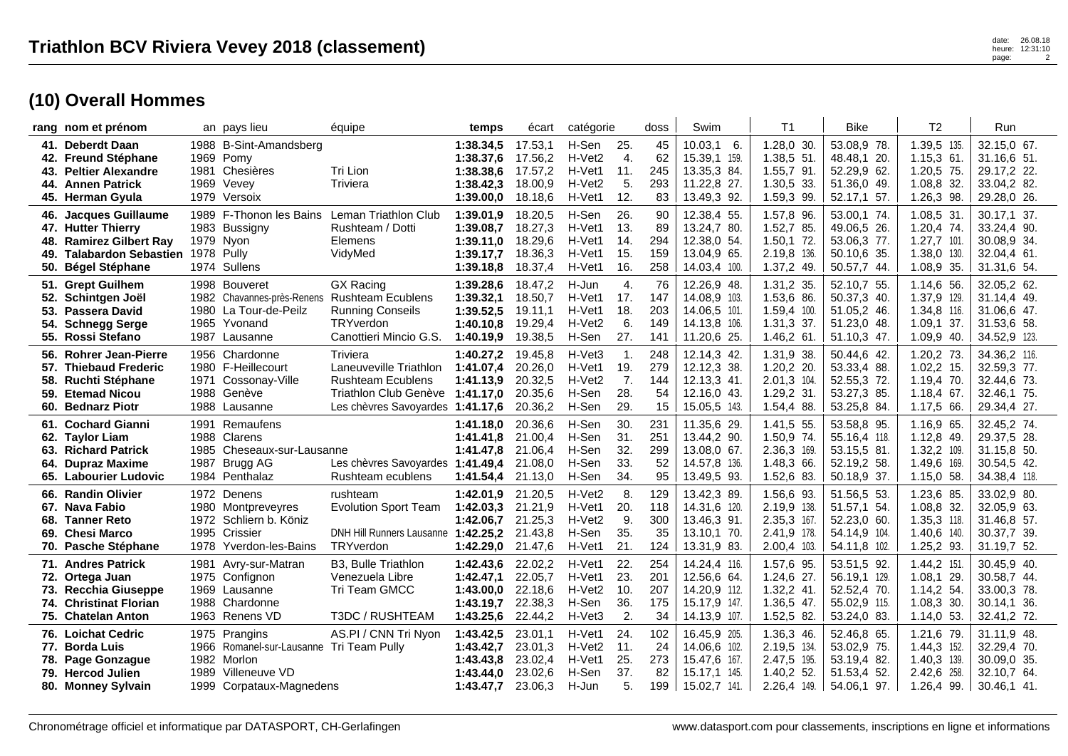# Triathlon BCV Riviera Vevey 2018 (classement)

## (10) Overall Hommes

| rang | nom et prénom | an | pays lieu | équipe | temps | écart | catégorie | | doss | Swim | | T1 | | Bike | | T2 | | Run | |
|---|---|---|---|---|---|---|---|---|---|---|---|---|---|---|---|---|---|---|---|
| 41. | Deberdt Daan | 1988 | B-Sint-Amandsberg | | 1:38.34,5 | 17.53,1 | H-Sen | 25. | 45 | 10.03,1 | 6. | 1.28,0 | 30. | 53.08,9 | 78. | 1.39,5 | 135. | 32.15,0 | 67. |
| 42. | Freund Stéphane | 1969 | Pomy | | 1:38.37,6 | 17.56,2 | H-Vet2 | 4. | 62 | 15.39,1 | 159. | 1.38,5 | 51. | 48.48,1 | 20. | 1.15,3 | 61. | 31.16,6 | 51. |
| 43. | Peltier Alexandre | 1981 | Chesières | Tri Lion | 1:38.38,6 | 17.57,2 | H-Vet1 | 11. | 245 | 13.35,3 | 84. | 1.55,7 | 91. | 52.29,9 | 62. | 1.20,5 | 75. | 29.17,2 | 22. |
| 44. | Annen Patrick | 1969 | Vevey | Triviera | 1:38.42,3 | 18.00,9 | H-Vet2 | 5. | 293 | 11.22,8 | 27. | 1.30,5 | 33. | 51.36,0 | 49. | 1.08,8 | 32. | 33.04,2 | 82. |
| 45. | Herman Gyula | 1979 | Versoix | | 1:39.00,0 | 18.18,6 | H-Vet1 | 12. | 83 | 13.49,3 | 92. | 1.59,3 | 99. | 52.17,1 | 57. | 1.26,3 | 98. | 29.28,0 | 26. |
| 46. | Jacques Guillaume | 1989 | F-Thonon les Bains | Leman Triathlon Club | 1:39.01,9 | 18.20,5 | H-Sen | 26. | 90 | 12.38,4 | 55. | 1.57,8 | 96. | 53.00,1 | 74. | 1.08,5 | 31. | 30.17,1 | 37. |
| 47. | Hutter Thierry | 1983 | Bussigny | Rushteam / Dotti | 1:39.08,7 | 18.27,3 | H-Vet1 | 13. | 89 | 13.24,7 | 80. | 1.52,7 | 85. | 49.06,5 | 26. | 1.20,4 | 74. | 33.24,4 | 90. |
| 48. | Ramirez Gilbert Ray | 1979 | Nyon | Elemens | 1:39.11,0 | 18.29,6 | H-Vet1 | 14. | 294 | 12.38,0 | 54. | 1.50,1 | 72. | 53.06,3 | 77. | 1.27,7 | 101. | 30.08,9 | 34. |
| 49. | Talabardon Sebastien | 1978 | Pully | VidyMed | 1:39.17,7 | 18.36,3 | H-Vet1 | 15. | 159 | 13.04,9 | 65. | 2.19,8 | 136. | 50.10,6 | 35. | 1.38,0 | 130. | 32.04,4 | 61. |
| 50. | Bégel Stéphane | 1974 | Sullens | | 1:39.18,8 | 18.37,4 | H-Vet1 | 16. | 258 | 14.03,4 | 100. | 1.37,2 | 49. | 50.57,7 | 44. | 1.08,9 | 35. | 31.31,6 | 54. |
| 51. | Grept Guilhem | 1998 | Bouveret | GX Racing | 1:39.28,6 | 18.47,2 | H-Jun | 4. | 76 | 12.26,9 | 48. | 1.31,2 | 35. | 52.10,7 | 55. | 1.14,6 | 56. | 32.05,2 | 62. |
| 52. | Schintgen Joël | 1982 | Chavannes-près-Renens | Rushteam Ecublens | 1:39.32,1 | 18.50,7 | H-Vet1 | 17. | 147 | 14.08,9 | 103. | 1.53,6 | 86. | 50.37,3 | 40. | 1.37,9 | 129. | 31.14,4 | 49. |
| 53. | Passera David | 1980 | La Tour-de-Peilz | Running Conseils | 1:39.52,5 | 19.11,1 | H-Vet1 | 18. | 203 | 14.06,5 | 101. | 1.59,4 | 100. | 51.05,2 | 46. | 1.34,8 | 116. | 31.06,6 | 47. |
| 54. | Schnegg Serge | 1965 | Yvonand | TRYverdon | 1:40.10,8 | 19.29,4 | H-Vet2 | 6. | 149 | 14.13,8 | 106. | 1.31,3 | 37. | 51.23,0 | 48. | 1.09,1 | 37. | 31.53,6 | 58. |
| 55. | Rossi Stefano | 1987 | Lausanne | Canottieri Mincio G.S. | 1:40.19,9 | 19.38,5 | H-Sen | 27. | 141 | 11.20,6 | 25. | 1.46,2 | 61. | 51.10,3 | 47. | 1.09,9 | 40. | 34.52,9 | 123. |
| 56. | Rohrer Jean-Pierre | 1956 | Chardonne | Triviera | 1:40.27,2 | 19.45,8 | H-Vet3 | 1. | 248 | 12.14,3 | 42. | 1.31,9 | 38. | 50.44,6 | 42. | 1.20,2 | 73. | 34.36,2 | 116. |
| 57. | Thiebaud Frederic | 1980 | F-Heillecourt | Laneuveville Triathlon | 1:41.07,4 | 20.26,0 | H-Vet1 | 19. | 279 | 12.12,3 | 38. | 1.20,2 | 20. | 53.33,4 | 88. | 1.02,2 | 15. | 32.59,3 | 77. |
| 58. | Ruchti Stéphane | 1971 | Cossonay-Ville | Rushteam Ecublens | 1:41.13,9 | 20.32,5 | H-Vet2 | 7. | 144 | 12.13,3 | 41. | 2.01,3 | 104. | 52.55,3 | 72. | 1.19,4 | 70. | 32.44,6 | 73. |
| 59. | Etemad Nicou | 1988 | Genève | Triathlon Club Genève | 1:41.17,0 | 20.35,6 | H-Sen | 28. | 54 | 12.16,0 | 43. | 1.29,2 | 31. | 53.27,3 | 85. | 1.18,4 | 67. | 32.46,1 | 75. |
| 60. | Bednarz Piotr | 1988 | Lausanne | Les chèvres Savoyardes | 1:41.17,6 | 20.36,2 | H-Sen | 29. | 15 | 15.05,5 | 143. | 1.54,4 | 88. | 53.25,8 | 84. | 1.17,5 | 66. | 29.34,4 | 27. |
| 61. | Cochard Gianni | 1991 | Remaufens | | 1:41.18,0 | 20.36,6 | H-Sen | 30. | 231 | 11.35,6 | 29. | 1.41,5 | 55. | 53.58,8 | 95. | 1.16,9 | 65. | 32.45,2 | 74. |
| 62. | Taylor Liam | 1988 | Clarens | | 1:41.41,8 | 21.00,4 | H-Sen | 31. | 251 | 13.44,2 | 90. | 1.50,9 | 74. | 55.16,4 | 118. | 1.12,8 | 49. | 29.37,5 | 28. |
| 63. | Richard Patrick | 1985 | Cheseaux-sur-Lausanne | | 1:41.47,8 | 21.06,4 | H-Sen | 32. | 299 | 13.08,0 | 67. | 2.36,3 | 169. | 53.15,5 | 81. | 1.32,2 | 109. | 31.15,8 | 50. |
| 64. | Dupraz Maxime | 1987 | Brugg AG | Les chèvres Savoyardes | 1:41.49,4 | 21.08,0 | H-Sen | 33. | 52 | 14.57,8 | 136. | 1.48,3 | 66. | 52.19,2 | 58. | 1.49,6 | 169. | 30.54,5 | 42. |
| 65. | Labourier Ludovic | 1984 | Penthalaz | Rushteam ecublens | 1:41.54,4 | 21.13,0 | H-Sen | 34. | 95 | 13.49,5 | 93. | 1.52,6 | 83. | 50.18,9 | 37. | 1.15,0 | 58. | 34.38,4 | 118. |
| 66. | Randin Olivier | 1972 | Denens | rushteam | 1:42.01,9 | 21.20,5 | H-Vet2 | 8. | 129 | 13.42,3 | 89. | 1.56,6 | 93. | 51.56,5 | 53. | 1.23,6 | 85. | 33.02,9 | 80. |
| 67. | Nava Fabio | 1980 | Montpreveyres | Evolution Sport Team | 1:42.03,3 | 21.21,9 | H-Vet1 | 20. | 118 | 14.31,6 | 120. | 2.19,9 | 138. | 51.57,1 | 54. | 1.08,8 | 32. | 32.05,9 | 63. |
| 68. | Tanner Reto | 1972 | Schliern b. Köniz | | 1:42.06,7 | 21.25,3 | H-Vet2 | 9. | 300 | 13.46,3 | 91. | 2.35,3 | 167. | 52.23,0 | 60. | 1.35,3 | 118. | 31.46,8 | 57. |
| 69. | Chesi Marco | 1995 | Crissier | DNH Hill Runners Lausanne | 1:42.25,2 | 21.43,8 | H-Sen | 35. | 35 | 13.10,1 | 70. | 2.41,9 | 178. | 54.14,9 | 104. | 1.40,6 | 140. | 30.37,7 | 39. |
| 70. | Pasche Stéphane | 1978 | Yverdon-les-Bains | TRYverdon | 1:42.29,0 | 21.47,6 | H-Vet1 | 21. | 124 | 13.31,9 | 83. | 2.00,4 | 103. | 54.11,8 | 102. | 1.25,2 | 93. | 31.19,7 | 52. |
| 71. | Andres Patrick | 1981 | Avry-sur-Matran | B3, Bulle Triathlon | 1:42.43,6 | 22.02,2 | H-Vet1 | 22. | 254 | 14.24,4 | 116. | 1.57,6 | 95. | 53.51,5 | 92. | 1.44,2 | 151. | 30.45,9 | 40. |
| 72. | Ortega Juan | 1975 | Confignon | Venezuela Libre | 1:42.47,1 | 22.05,7 | H-Vet1 | 23. | 201 | 12.56,6 | 64. | 1.24,6 | 27. | 56.19,1 | 129. | 1.08,1 | 29. | 30.58,7 | 44. |
| 73. | Recchia Giuseppe | 1969 | Lausanne | Tri Team GMCC | 1:43.00,0 | 22.18,6 | H-Vet2 | 10. | 207 | 14.20,9 | 112. | 1.32,2 | 41. | 52.52,4 | 70. | 1.14,2 | 54. | 33.00,3 | 78. |
| 74. | Christinat Florian | 1988 | Chardonne | | 1:43.19,7 | 22.38,3 | H-Sen | 36. | 175 | 15.17,9 | 147. | 1.36,5 | 47. | 55.02,9 | 115. | 1.08,3 | 30. | 30.14,1 | 36. |
| 75. | Chatelan Anton | 1963 | Renens VD | T3DC / RUSHTEAM | 1:43.25,6 | 22.44,2 | H-Vet3 | 2. | 34 | 14.13,9 | 107. | 1.52,5 | 82. | 53.24,0 | 83. | 1.14,0 | 53. | 32.41,2 | 72. |
| 76. | Loichat Cedric | 1975 | Prangins | AS.PI / CNN Tri Nyon | 1:43.42,5 | 23.01,1 | H-Vet1 | 24. | 102 | 16.45,9 | 205. | 1.36,3 | 46. | 52.46,8 | 65. | 1.21,6 | 79. | 31.11,9 | 48. |
| 77. | Borda Luis | 1966 | Romanel-sur-Lausanne | Tri Team Pully | 1:43.42,7 | 23.01,3 | H-Vet2 | 11. | 24 | 14.06,6 | 102. | 2.19,5 | 134. | 53.02,9 | 75. | 1.44,3 | 152. | 32.29,4 | 70. |
| 78. | Page Gonzague | 1982 | Morlon | | 1:43.43,8 | 23.02,4 | H-Vet1 | 25. | 273 | 15.47,6 | 167. | 2.47,5 | 195. | 53.19,4 | 82. | 1.40,3 | 139. | 30.09,0 | 35. |
| 79. | Hercod Julien | 1989 | Villeneuve VD | | 1:43.44,0 | 23.02,6 | H-Sen | 37. | 82 | 15.17,1 | 145. | 1.40,2 | 52. | 51.53,4 | 52. | 2.42,6 | 258. | 32.10,7 | 64. |
| 80. | Monney Sylvain | 1999 | Corpataux-Magnedens | | 1:43.47,7 | 23.06,3 | H-Jun | 5. | 199 | 15.02,7 | 141. | 2.26,4 | 149. | 54.06,1 | 97. | 1.26,4 | 99. | 30.46,1 | 41. |

Chronométrage officiel et informatique par DATASPORT, CH-Gerlafingen

www.datasport.com pour classements, inscriptions en ligne et informations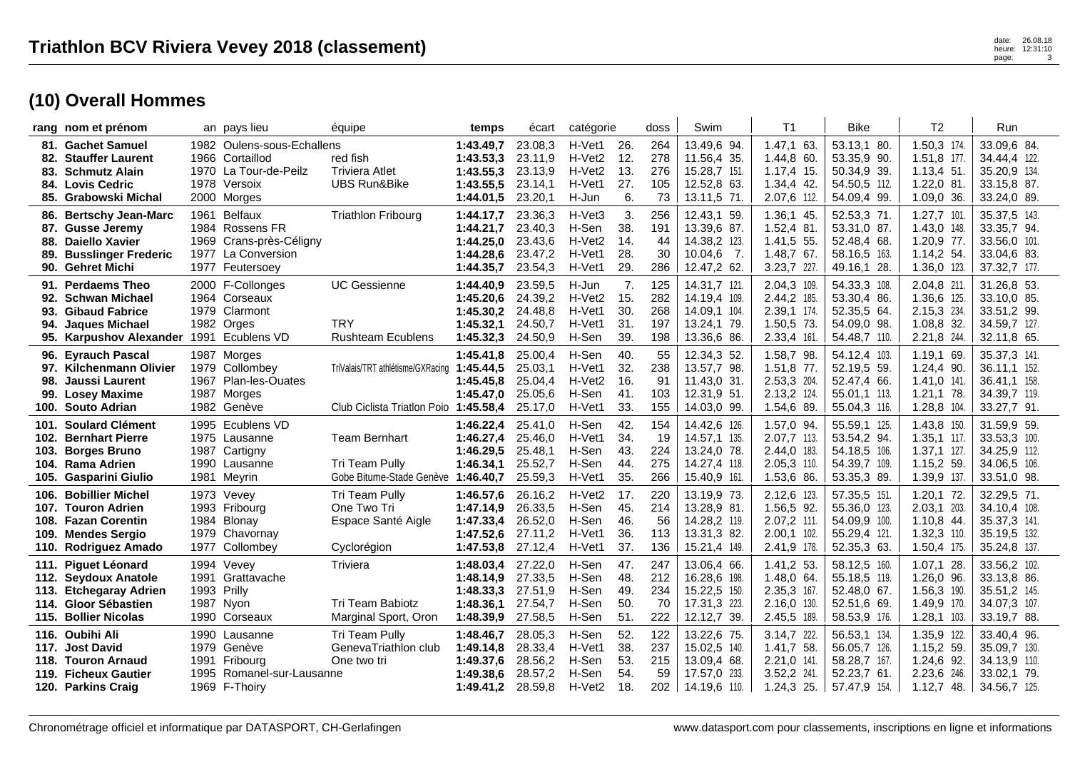# Triathlon BCV Riviera Vevey 2018 (classement)

## (10) Overall Hommes

| rang | nom et prénom | an | pays lieu | équipe | temps | écart | catégorie | | doss | Swim | | T1 | | Bike | | T2 | | Run | |
|---|---|---|---|---|---|---|---|---|---|---|---|---|---|---|---|---|---|---|---|
| 81. | Gachet Samuel | 1982 | Oulens-sous-Echallens | | 1:43.49,7 | 23.08,3 | H-Vet1 | 26. | 264 | 13.49,6 | 94. | 1.47,1 | 63. | 53.13,1 | 80. | 1.50,3 | 174. | 33.09,6 | 84. |
| 82. | Stauffer Laurent | 1966 | Cortaillod | red fish | 1:43.53,3 | 23.11,9 | H-Vet2 | 12. | 278 | 11.56,4 | 35. | 1.44,8 | 60. | 53.35,9 | 90. | 1.51,8 | 177. | 34.44,4 | 122. |
| 83. | Schmutz Alain | 1970 | La Tour-de-Peilz | Triviera Atlet | 1:43.55,3 | 23.13,9 | H-Vet2 | 13. | 276 | 15.28,7 | 151. | 1.17,4 | 15. | 50.34,9 | 39. | 1.13,4 | 51. | 35.20,9 | 134. |
| 84. | Lovis Cedric | 1978 | Versoix | UBS Run&Bike | 1:43.55,5 | 23.14,1 | H-Vet1 | 27. | 105 | 12.52,8 | 63. | 1.34,4 | 42. | 54.50,5 | 112. | 1.22,0 | 81. | 33.15,8 | 87. |
| 85. | Grabowski Michal | 2000 | Morges | | 1:44.01,5 | 23.20,1 | H-Jun | 6. | 73 | 13.11,5 | 71. | 2.07,6 | 112. | 54.09,4 | 99. | 1.09,0 | 36. | 33.24,0 | 89. |
| 86. | Bertschy Jean-Marc | 1961 | Belfaux | Triathlon Fribourg | 1:44.17,7 | 23.36,3 | H-Vet3 | 3. | 256 | 12.43,1 | 59. | 1.36,1 | 45. | 52.53,3 | 71. | 1.27,7 | 101. | 35.37,5 | 143. |
| 87. | Gusse Jeremy | 1984 | Rossens FR | | 1:44.21,7 | 23.40,3 | H-Sen | 38. | 191 | 13.39,6 | 87. | 1.52,4 | 81. | 53.31,0 | 87. | 1.43,0 | 148. | 33.35,7 | 94. |
| 88. | Daiello Xavier | 1969 | Crans-près-Céligny | | 1:44.25,0 | 23.43,6 | H-Vet2 | 14. | 44 | 14.38,2 | 123. | 1.41,5 | 55. | 52.48,4 | 68. | 1.20,9 | 77. | 33.56,0 | 101. |
| 89. | Busslinger Frederic | 1977 | La Conversion | | 1:44.28,6 | 23.47,2 | H-Vet1 | 28. | 30 | 10.04,6 | 7. | 1.48,7 | 67. | 58.16,5 | 163. | 1.14,2 | 54. | 33.04,6 | 83. |
| 90. | Gehret Michi | 1977 | Feutersoey | | 1:44.35,7 | 23.54,3 | H-Vet1 | 29. | 286 | 12.47,2 | 62. | 3.23,7 | 227. | 49.16,1 | 28. | 1.36,0 | 123. | 37.32,7 | 177. |
| 91. | Perdaems Theo | 2000 | F-Collonges | UC Gessienne | 1:44.40,9 | 23.59,5 | H-Jun | 7. | 125 | 14.31,7 | 121. | 2.04,3 | 109. | 54.33,3 | 108. | 2.04,8 | 211. | 31.26,8 | 53. |
| 92. | Schwan Michael | 1964 | Corseaux | | 1:45.20,6 | 24.39,2 | H-Vet2 | 15. | 282 | 14.19,4 | 109. | 2.44,2 | 185. | 53.30,4 | 86. | 1.36,6 | 125. | 33.10,0 | 85. |
| 93. | Gibaud Fabrice | 1979 | Clarmont | | 1:45.30,2 | 24.48,8 | H-Vet1 | 30. | 268 | 14.09,1 | 104. | 2.39,1 | 174. | 52.35,5 | 64. | 2.15,3 | 234. | 33.51,2 | 99. |
| 94. | Jaques Michael | 1982 | Orges | TRY | 1:45.32,1 | 24.50,7 | H-Vet1 | 31. | 197 | 13.24,1 | 79. | 1.50,5 | 73. | 54.09,0 | 98. | 1.08,8 | 32. | 34.59,7 | 127. |
| 95. | Karpushov Alexander | 1991 | Ecublens VD | Rushteam Ecublens | 1:45.32,3 | 24.50,9 | H-Sen | 39. | 198 | 13.36,6 | 86. | 2.33,4 | 161. | 54.48,7 | 110. | 2.21,8 | 244. | 32.11,8 | 65. |
| 96. | Eyrauch Pascal | 1987 | Morges | | 1:45.41,8 | 25.00,4 | H-Sen | 40. | 55 | 12.34,3 | 52. | 1.58,7 | 98. | 54.12,4 | 103. | 1.19,1 | 69. | 35.37,3 | 141. |
| 97. | Kilchenmann Olivier | 1979 | Collombey | TriValais/TRT athlétisme/GXRacing | 1:45.44,5 | 25.03,1 | H-Vet1 | 32. | 238 | 13.57,7 | 98. | 1.51,8 | 77. | 52.19,5 | 59. | 1.24,4 | 90. | 36.11,1 | 152. |
| 98. | Jaussi Laurent | 1967 | Plan-les-Ouates | | 1:45.45,8 | 25.04,4 | H-Vet2 | 16. | 91 | 11.43,0 | 31. | 2.53,3 | 204. | 52.47,4 | 66. | 1.41,0 | 141. | 36.41,1 | 158. |
| 99. | Losey Maxime | 1987 | Morges | | 1:45.47,0 | 25.05,6 | H-Sen | 41. | 103 | 12.31,9 | 51. | 2.13,2 | 124. | 55.01,1 | 113. | 1.21,1 | 78. | 34.39,7 | 119. |
| 100. | Souto Adrian | 1982 | Genève | Club Ciclista Triatlon Poio | 1:45.58,4 | 25.17,0 | H-Vet1 | 33. | 155 | 14.03,0 | 99. | 1.54,6 | 89. | 55.04,3 | 116. | 1.28,8 | 104. | 33.27,7 | 91. |
| 101. | Soulard Clément | 1995 | Ecublens VD | | 1:46.22,4 | 25.41,0 | H-Sen | 42. | 154 | 14.42,6 | 126. | 1.57,0 | 94. | 55.59,1 | 125. | 1.43,8 | 150. | 31.59,9 | 59. |
| 102. | Bernhart Pierre | 1975 | Lausanne | Team Bernhart | 1:46.27,4 | 25.46,0 | H-Vet1 | 34. | 19 | 14.57,1 | 135. | 2.07,7 | 113. | 53.54,2 | 94. | 1.35,1 | 117. | 33.53,3 | 100. |
| 103. | Borges Bruno | 1987 | Cartigny | | 1:46.29,5 | 25.48,1 | H-Sen | 43. | 224 | 13.24,0 | 78. | 2.44,0 | 183. | 54.18,5 | 106. | 1.37,1 | 127. | 34.25,9 | 112. |
| 104. | Rama Adrien | 1990 | Lausanne | Tri Team Pully | 1:46.34,1 | 25.52,7 | H-Sen | 44. | 275 | 14.27,4 | 118. | 2.05,3 | 110. | 54.39,7 | 109. | 1.15,2 | 59. | 34.06,5 | 106. |
| 105. | Gasparini Giulio | 1981 | Meyrin | Gobe Bitume-Stade Genève | 1:46.40,7 | 25.59,3 | H-Vet1 | 35. | 266 | 15.40,9 | 161. | 1.53,6 | 86. | 53.35,3 | 89. | 1.39,9 | 137. | 33.51,0 | 98. |
| 106. | Bobillier Michel | 1973 | Vevey | Tri Team Pully | 1:46.57,6 | 26.16,2 | H-Vet2 | 17. | 220 | 13.19,9 | 73. | 2.12,6 | 123. | 57.35,5 | 151. | 1.20,1 | 72. | 32.29,5 | 71. |
| 107. | Touron Adrien | 1993 | Fribourg | One Two Tri | 1:47.14,9 | 26.33,5 | H-Sen | 45. | 214 | 13.28,9 | 81. | 1.56,5 | 92. | 55.36,0 | 123. | 2.03,1 | 203. | 34.10,4 | 108. |
| 108. | Fazan Corentin | 1984 | Blonay | Espace Santé Aigle | 1:47.33,4 | 26.52,0 | H-Sen | 46. | 56 | 14.28,2 | 119. | 2.07,2 | 111. | 54.09,9 | 100. | 1.10,8 | 44. | 35.37,3 | 141. |
| 109. | Mendes Sergio | 1979 | Chavornay | | 1:47.52,6 | 27.11,2 | H-Vet1 | 36. | 113 | 13.31,3 | 82. | 2.00,1 | 102. | 55.29,4 | 121. | 1.32,3 | 110. | 35.19,5 | 132. |
| 110. | Rodriguez Amado | 1977 | Collombey | Cyclorégion | 1:47.53,8 | 27.12,4 | H-Vet1 | 37. | 136 | 15.21,4 | 149. | 2.41,9 | 178. | 52.35,3 | 63. | 1.50,4 | 175. | 35.24,8 | 137. |
| 111. | Piguet Léonard | 1994 | Vevey | Triviera | 1:48.03,4 | 27.22,0 | H-Sen | 47. | 247 | 13.06,4 | 66. | 1.41,2 | 53. | 58.12,5 | 160. | 1.07,1 | 28. | 33.56,2 | 102. |
| 112. | Seydoux Anatole | 1991 | Grattavache | | 1:48.14,9 | 27.33,5 | H-Sen | 48. | 212 | 16.28,6 | 198. | 1.48,0 | 64. | 55.18,5 | 119. | 1.26,0 | 96. | 33.13,8 | 86. |
| 113. | Etchegaray Adrien | 1993 | Prilly | | 1:48.33,3 | 27.51,9 | H-Sen | 49. | 234 | 15.22,5 | 150. | 2.35,3 | 167. | 52.48,0 | 67. | 1.56,3 | 190. | 35.51,2 | 145. |
| 114. | Gloor Sébastien | 1987 | Nyon | Tri Team Babiotz | 1:48.36,1 | 27.54,7 | H-Sen | 50. | 70 | 17.31,3 | 223. | 2.16,0 | 130. | 52.51,6 | 69. | 1.49,9 | 170. | 34.07,3 | 107. |
| 115. | Bollier Nicolas | 1990 | Corseaux | Marginal Sport, Oron | 1:48.39,9 | 27.58,5 | H-Sen | 51. | 222 | 12.12,7 | 39. | 2.45,5 | 189. | 58.53,9 | 176. | 1.28,1 | 103. | 33.19,7 | 88. |
| 116. | Oubihi Ali | 1990 | Lausanne | Tri Team Pully | 1:48.46,7 | 28.05,3 | H-Sen | 52. | 122 | 13.22,6 | 75. | 3.14,7 | 222. | 56.53,1 | 134. | 1.35,9 | 122. | 33.40,4 | 96. |
| 117. | Jost David | 1979 | Genève | GenevaTriathlon club | 1:49.14,8 | 28.33,4 | H-Vet1 | 38. | 237 | 15.02,5 | 140. | 1.41,7 | 58. | 56.05,7 | 126. | 1.15,2 | 59. | 35.09,7 | 130. |
| 118. | Touron Arnaud | 1991 | Fribourg | One two tri | 1:49.37,6 | 28.56,2 | H-Sen | 53. | 215 | 13.09,4 | 68. | 2.21,0 | 141. | 58.28,7 | 167. | 1.24,6 | 92. | 34.13,9 | 110. |
| 119. | Ficheux Gautier | 1995 | Romanel-sur-Lausanne | | 1:49.38,6 | 28.57,2 | H-Sen | 54. | 59 | 17.57,0 | 233. | 3.52,2 | 241. | 52.23,7 | 61. | 2.23,6 | 246. | 33.02,1 | 79. |
| 120. | Parkins Craig | 1969 | F-Thoiry | | 1:49.41,2 | 28.59,8 | H-Vet2 | 18. | 202 | 14.19,6 | 110. | 1.24,3 | 25. | 57.47,9 | 154. | 1.12,7 | 48. | 34.56,7 | 125. |

Chronométrage officiel et informatique par DATASPORT, CH-Gerlafingen — www.datasport.com pour classements, inscriptions en ligne et informations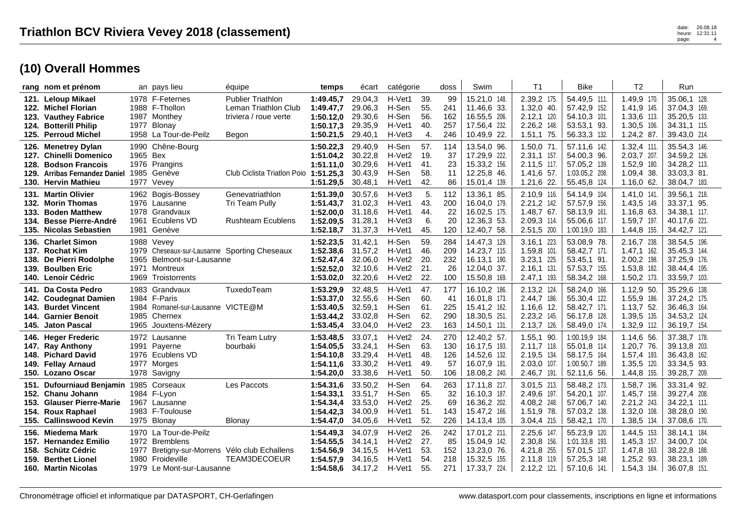# Triathlon BCV Riviera Vevey 2018 (classement)

## (10) Overall Hommes

| rang | nom et prénom | an | pays lieu | équipe | temps | écart | catégorie | | doss | Swim | T1 | Bike | T2 | Run |
|---|---|---|---|---|---|---|---|---|---|---|---|---|---|---|
| 121. | **Leloup Mikael** | 1978 | F-Feternes | Publier Triathlon | **1:49.45,7** | 29.04,3 | H-Vet1 | 39. | 99 | 15.21,0 148. | 2.39,2 175. | 54.49,5 111. | 1.49,9 170. | 35.06,1 128. |
| 122. | **Michel Florian** | 1988 | F-Thollon | Leman Triathlon Club | **1:49.47,7** | 29.06,3 | H-Sen | 55. | 241 | 11.46,6 33. | 1.32,0 40. | 57.42,9 152. | 1.41,9 145. | 37.04,3 169. |
| 123. | **Vauthey Fabrice** | 1987 | Monthey | triviera / roue verte | **1:50.12,0** | 29.30,6 | H-Sen | 56. | 162 | 16.55,5 206. | 2.12,1 120. | 54.10,3 101. | 1.33,6 113. | 35.20,5 133. |
| 124. | **Botterill Philip** | 1977 | Blonay | | **1:50.17,3** | 29.35,9 | H-Vet1 | 40. | 257 | 17.56,4 232. | 2.26,2 148. | 53.53,1 93. | 1.30,5 106. | 34.31,1 115. |
| 125. | **Perroud Michel** | 1958 | La Tour-de-Peilz | Begon | **1:50.21,5** | 29.40,1 | H-Vet3 | 4. | 246 | 10.49,9 22. | 1.51,1 75. | 56.33,3 132. | 1.24,2 87. | 39.43,0 214. |
| 126. | **Menetrey Dylan** | 1990 | Chêne-Bourg | | **1:50.22,3** | 29.40,9 | H-Sen | 57. | 114 | 13.54,0 96. | 1.50,0 71. | 57.11,6 142. | 1.32,4 111. | 35.54,3 146. |
| 127. | **Chinelli Domenico** | 1965 | Bex | | **1:51.04,2** | 30.22,8 | H-Vet2 | 19. | 37 | 17.29,9 222. | 2.31,1 157. | 54.00,3 96. | 2.03,7 207. | 34.59,2 126. |
| 128. | **Bodson Francois** | 1976 | Prangins | | **1:51.11,0** | 30.29,6 | H-Vet1 | 41. | 23 | 15.33,2 156. | 2.11,5 117. | 57.05,2 139. | 1.52,9 180. | 34.28,2 113. |
| 129. | **Arribas Fernandez Daniel** | 1985 | Genève | Club Ciclista Triatlon Poio | **1:51.25,3** | 30.43,9 | H-Sen | 58. | 11 | 12.25,8 46. | 1.41,6 57. | 1:03.05,2 208. | 1.09,4 38. | 33.03,3 81. |
| 130. | **Hervin Mathieu** | 1977 | Vevey | | **1:51.29,5** | 30.48,1 | H-Vet1 | 42. | 86 | 15.01,4 139. | 1.21,6 22. | 55.45,8 124. | 1.16,0 62. | 38.04,7 183. |
| 131. | **Martin Olivier** | 1962 | Bogis-Bossey | Genevatriathlon | **1:51.39,0** | 30.57,6 | H-Vet3 | 5. | 112 | 13.36,1 85. | 2.10,9 116. | 54.14,9 104. | 1.41,0 141. | 39.56,1 218. |
| 132. | **Morin Thomas** | 1976 | Lausanne | Tri Team Pully | **1:51.43,7** | 31.02,3 | H-Vet1 | 43. | 200 | 16.04,0 179. | 2.21,2 142. | 57.57,9 156. | 1.43,5 149. | 33.37,1 95. |
| 133. | **Boden Matthew** | 1978 | Grandvaux | | **1:52.00,0** | 31.18,6 | H-Vet1 | 44. | 22 | 16.02,5 175. | 1.48,7 67. | 58.13,9 161. | 1.16,8 63. | 34.38,1 117. |
| 134. | **Besse Pierre-André** | 1961 | Ecublens VD | Rushteam Ecublens | **1:52.09,5** | 31.28,1 | H-Vet3 | 6. | 20 | 12.36,3 53. | 2.09,3 114. | 55.06,6 117. | 1.59,7 197. | 40.17,6 221. |
| 135. | **Nicolas Sebastien** | 1981 | Genève | | **1:52.18,7** | 31.37,3 | H-Vet1 | 45. | 120 | 12.40,7 58. | 2.51,5 200. | 1:00.19,0 183. | 1.44,8 155. | 34.42,7 121. |
| 136. | **Charlet Simon** | 1988 | Vevey | | **1:52.23,5** | 31.42,1 | H-Sen | 59. | 284 | 14.47,3 129. | 3.16,1 223. | 53.08,9 78. | 2.16,7 238. | 38.54,5 196. |
| 137. | **Rochat Kim** | 1979 | Cheseaux-sur-Lausanne | Sporting Cheseaux | **1:52.38,6** | 31.57,2 | H-Vet1 | 46. | 209 | 14.23,7 115. | 1.59,8 101. | 58.42,7 171. | 1.47,1 162. | 35.45,3 144. |
| 138. | **De Pierri Rodolphe** | 1965 | Belmont-sur-Lausanne | | **1:52.47,4** | 32.06,0 | H-Vet2 | 20. | 232 | 16.13,1 190. | 3.23,1 225. | 53.45,1 91. | 2.00,2 198. | 37.25,9 176. |
| 139. | **Boulben Eric** | 1971 | Montreux | | **1:52.52,0** | 32.10,6 | H-Vet2 | 21. | 26 | 12.04,0 37. | 2.16,1 131. | 57.53,7 155. | 1.53,8 182. | 38.44,4 195. |
| 140. | **Lenoir Cédric** | 1969 | Troistorrents | | **1:53.02,0** | 32.20,6 | H-Vet2 | 22. | 100 | 15.50,8 169. | 2.47,1 193. | 58.34,2 168. | 1.50,2 173. | 33.59,7 103. |
| 141. | **Da Costa Pedro** | 1983 | Grandvaux | TuxedoTeam | **1:53.29,9** | 32.48,5 | H-Vet1 | 47. | 177 | 16.10,2 186. | 2.13,2 124. | 58.24,0 166. | 1.12,9 50. | 35.29,6 138. |
| 142. | **Coudegnat Damien** | 1984 | F-Paris | | **1:53.37,0** | 32.55,6 | H-Sen | 60. | 41 | 16.01,8 173. | 2.44,7 186. | 55.30,4 122. | 1.55,9 186. | 37.24,2 175. |
| 143. | **Burdet Vincent** | 1984 | Romanel-sur-Lausanne | VICTE@M | **1:53.40,5** | 32.59,1 | H-Sen | 61. | 225 | 15.41,2 162. | 1.16,6 12. | 58.42,7 171. | 1.13,7 52. | 36.46,3 164. |
| 144. | **Garnier Benoit** | 1985 | Chernex | | **1:53.44,2** | 33.02,8 | H-Sen | 62. | 290 | 18.30,5 251. | 2.23,2 145. | 56.17,8 128. | 1.39,5 135. | 34.53,2 124. |
| 145. | **Jaton Pascal** | 1965 | Jouxtens-Mézery | | **1:53.45,4** | 33.04,0 | H-Vet2 | 23. | 163 | 14.50,1 131. | 2.13,7 126. | 58.49,0 174. | 1.32,9 112. | 36.19,7 154. |
| 146. | **Heger Frederic** | 1972 | Lausanne | Tri Team Lutry | **1:53.48,5** | 33.07,1 | H-Vet2 | 24. | 270 | 12.40,2 57. | 1.55,1 90. | 1:00.19,9 184. | 1.14,6 56. | 37.38,7 178. |
| 147. | **Ray Anthony** | 1991 | Payerne | bourbaki | **1:54.05,5** | 33.24,1 | H-Sen | 63. | 130 | 16.17,5 193. | 2.11,7 118. | 55.01,8 114. | 1.20,7 76. | 39.13,8 203. |
| 148. | **Pichard David** | 1976 | Ecublens VD | | **1:54.10,8** | 33.29,4 | H-Vet1 | 48. | 126 | 14.52,6 132. | 2.19,5 134. | 58.17,5 164. | 1.57,4 193. | 36.43,8 162. |
| 149. | **Fellay Arnaud** | 1977 | Morges | | **1:54.11,6** | 33.30,2 | H-Vet1 | 49. | 57 | 16.07,9 181. | 2.03,0 107. | 1:00.50,7 189. | 1.35,5 120. | 33.34,5 93. |
| 150. | **Lozano Oscar** | 1978 | Savigny | | **1:54.20,0** | 33.38,6 | H-Vet1 | 50. | 106 | 18.08,2 240. | 2.46,7 191. | 52.11,6 56. | 1.44,8 155. | 39.28,7 209. |
| 151. | **Dufourniaud Benjamin** | 1985 | Corseaux | Les Paccots | **1:54.31,6** | 33.50,2 | H-Sen | 64. | 263 | 17.11,8 217. | 3.01,5 213. | 58.48,2 173. | 1.58,7 196. | 33.31,4 92. |
| 152. | **Chanu Johann** | 1984 | F-Lyon | | **1:54.33,1** | 33.51,7 | H-Sen | 65. | 32 | 16.10,3 187. | 2.49,6 197. | 54.20,1 107. | 1.45,7 158. | 39.27,4 208. |
| 153. | **Glauser Pierre-Marie** | 1967 | Lausanne | | **1:54.34,4** | 33.53,0 | H-Vet2 | 25. | 69 | 16.36,2 202. | 4.08,2 248. | 57.06,7 140. | 2.21,2 243. | 34.22,1 111. |
| 154. | **Roux Raphael** | 1983 | F-Toulouse | | **1:54.42,3** | 34.00,9 | H-Vet1 | 51. | 143 | 15.47,2 166. | 1.51,9 78. | 57.03,2 138. | 1.32,0 108. | 38.28,0 190. |
| 155. | **Callinswood Kevin** | 1975 | Blonay | Blonay | **1:54.47,0** | 34.05,6 | H-Vet1 | 52. | 226 | 14.13,4 105. | 3.04,4 215. | 58.42,1 170. | 1.38,5 134. | 37.08,6 170. |
| 156. | **Miedema Mark** | 1970 | La Tour-de-Peilz | | **1:54.49,3** | 34.07,9 | H-Vet2 | 26. | 242 | 17.01,2 211. | 2.25,6 147. | 55.23,9 120. | 1.44,5 153. | 38.14,1 184. |
| 157. | **Hernandez Emilio** | 1972 | Bremblens | | **1:54.55,5** | 34.14,1 | H-Vet2 | 27. | 85 | 15.04,9 142. | 2.30,8 156. | 1:01.33,8 193. | 1.45,3 157. | 34.00,7 104. |
| 158. | **Schütz Cédric** | 1977 | Bretigny-sur-Morrens | Vélo club Echallens | **1:54.56,9** | 34.15,5 | H-Vet1 | 53. | 152 | 13.23,0 76. | 4.21,8 255. | 57.01,5 137. | 1.47,8 163. | 38.22,8 188. |
| 159. | **Berthet Lionel** | 1980 | Froideville | TEAM3DECOEUR | **1:54.57,9** | 34.16,5 | H-Vet1 | 54. | 218 | 15.32,5 155. | 2.11,8 119. | 57.25,3 148. | 1.25,2 93. | 38.23,1 189. |
| 160. | **Martin Nicolas** | 1979 | Le Mont-sur-Lausanne | | **1:54.58,6** | 34.17,2 | H-Vet1 | 55. | 271 | 17.33,7 224. | 2.12,2 121. | 57.10,6 141. | 1.54,3 184. | 36.07,8 151. |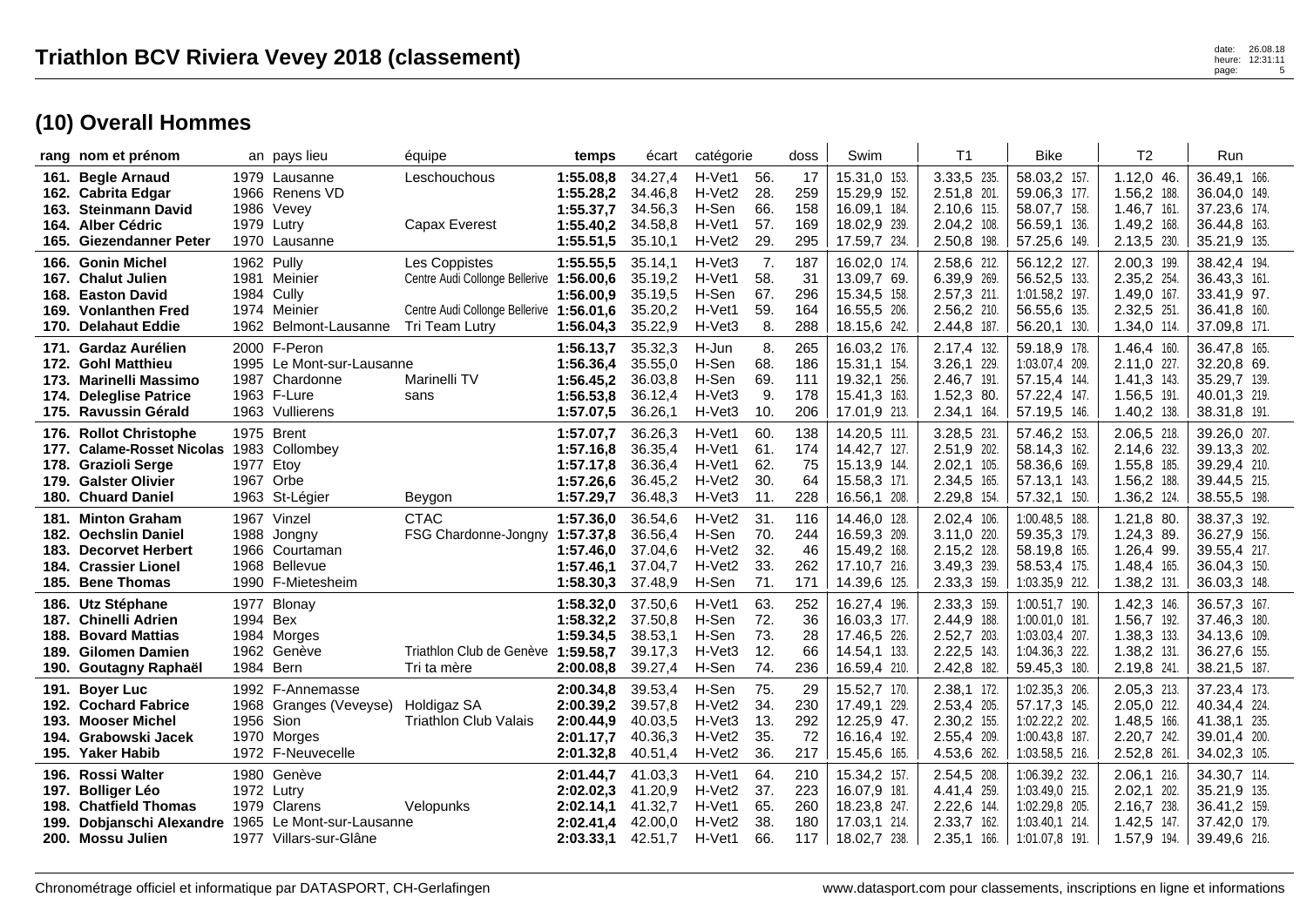# Triathlon BCV Riviera Vevey 2018 (classement)

## (10) Overall Hommes

| rang | nom et prénom | an | pays lieu | équipe | temps | écart | catégorie | | doss | Swim | | T1 | | Bike | | T2 | | Run | |
|---|---|---|---|---|---|---|---|---|---|---|---|---|---|---|---|---|---|---|---|
| 161. | **Begle Arnaud** | 1979 | Lausanne | Leschouchous | **1:55.08,8** | 34.27,4 | H-Vet1 | 56. | 17 | 15.31,0 | 153. | 3.33,5 | 235. | 58.03,2 | 157. | 1.12,0 | 46. | 36.49,1 | 166. |
| 162. | **Cabrita Edgar** | 1966 | Renens VD | | **1:55.28,2** | 34.46,8 | H-Vet2 | 28. | 259 | 15.29,9 | 152. | 2.51,8 | 201. | 59.06,3 | 177. | 1.56,2 | 188. | 36.04,0 | 149. |
| 163. | **Steinmann David** | 1986 | Vevey | | **1:55.37,7** | 34.56,3 | H-Sen | 66. | 158 | 16.09,1 | 184. | 2.10,6 | 115. | 58.07,7 | 158. | 1.46,7 | 161. | 37.23,6 | 174. |
| 164. | **Alber Cédric** | 1979 | Lutry | Capax Everest | **1:55.40,2** | 34.58,8 | H-Vet1 | 57. | 169 | 18.02,9 | 239. | 2.04,2 | 108. | 56.59,1 | 136. | 1.49,2 | 168. | 36.44,8 | 163. |
| 165. | **Giezendanner Peter** | 1970 | Lausanne | | **1:55.51,5** | 35.10,1 | H-Vet2 | 29. | 295 | 17.59,7 | 234. | 2.50,8 | 198. | 57.25,6 | 149. | 2.13,5 | 230. | 35.21,9 | 135. |
| 166. | **Gonin Michel** | 1962 | Pully | Les Coppistes | **1:55.55,5** | 35.14,1 | H-Vet3 | 7. | 187 | 16.02,0 | 174. | 2.58,6 | 212. | 56.12,2 | 127. | 2.00,3 | 199. | 38.42,4 | 194. |
| 167. | **Chalut Julien** | 1981 | Meinier | Centre Audi Collonge Bellerive | **1:56.00,6** | 35.19,2 | H-Vet1 | 58. | 31 | 13.09,7 | 69. | 6.39,9 | 269. | 56.52,5 | 133. | 2.35,2 | 254. | 36.43,3 | 161. |
| 168. | **Easton David** | 1984 | Cully | | **1:56.00,9** | 35.19,5 | H-Sen | 67. | 296 | 15.34,5 | 158. | 2.57,3 | 211. | 1:01.58,2 | 197. | 1.49,0 | 167. | 33.41,9 | 97. |
| 169. | **Vonlanthen Fred** | 1974 | Meinier | Centre Audi Collonge Bellerive | **1:56.01,6** | 35.20,2 | H-Vet1 | 59. | 164 | 16.55,5 | 206. | 2.56,2 | 210. | 56.55,6 | 135. | 2.32,5 | 251. | 36.41,8 | 160. |
| 170. | **Delahaut Eddie** | 1962 | Belmont-Lausanne | Tri Team Lutry | **1:56.04,3** | 35.22,9 | H-Vet3 | 8. | 288 | 18.15,6 | 242. | 2.44,8 | 187. | 56.20,1 | 130. | 1.34,0 | 114. | 37.09,8 | 171. |
| 171. | **Gardaz Aurélien** | 2000 | F-Peron | | **1:56.13,7** | 35.32,3 | H-Jun | 8. | 265 | 16.03,2 | 176. | 2.17,4 | 132. | 59.18,9 | 178. | 1.46,4 | 160. | 36.47,8 | 165. |
| 172. | **Gohl Matthieu** | 1995 | Le Mont-sur-Lausanne | | **1:56.36,4** | 35.55,0 | H-Sen | 68. | 186 | 15.31,1 | 154. | 3.26,1 | 229. | 1:03.07,4 | 209. | 2.11,0 | 227. | 32.20,8 | 69. |
| 173. | **Marinelli Massimo** | 1987 | Chardonne | Marinelli TV | **1:56.45,2** | 36.03,8 | H-Sen | 69. | 111 | 19.32,1 | 256. | 2.46,7 | 191. | 57.15,4 | 144. | 1.41,3 | 143. | 35.29,7 | 139. |
| 174. | **Deleglise Patrice** | 1963 | F-Lure | sans | **1:56.53,8** | 36.12,4 | H-Vet3 | 9. | 178 | 15.41,3 | 163. | 1.52,3 | 80. | 57.22,4 | 147. | 1.56,5 | 191. | 40.01,3 | 219. |
| 175. | **Ravussin Gérald** | 1963 | Vullierens | | **1:57.07,5** | 36.26,1 | H-Vet3 | 10. | 206 | 17.01,9 | 213. | 2.34,1 | 164. | 57.19,5 | 146. | 1.40,2 | 138. | 38.31,8 | 191. |
| 176. | **Rollot Christophe** | 1975 | Brent | | **1:57.07,7** | 36.26,3 | H-Vet1 | 60. | 138 | 14.20,5 | 111. | 3.28,5 | 231. | 57.46,2 | 153. | 2.06,5 | 218. | 39.26,0 | 207. |
| 177. | **Calame-Rosset Nicolas** | 1983 | Collombey | | **1:57.16,8** | 36.35,4 | H-Vet1 | 61. | 174 | 14.42,7 | 127. | 2.51,9 | 202. | 58.14,3 | 162. | 2.14,6 | 232. | 39.13,3 | 202. |
| 178. | **Grazioli Serge** | 1977 | Etoy | | **1:57.17,8** | 36.36,4 | H-Vet1 | 62. | 75 | 15.13,9 | 144. | 2.02,1 | 105. | 58.36,6 | 169. | 1.55,8 | 185. | 39.29,4 | 210. |
| 179. | **Galster Olivier** | 1967 | Orbe | | **1:57.26,6** | 36.45,2 | H-Vet2 | 30. | 64 | 15.58,3 | 171. | 2.34,5 | 165. | 57.13,1 | 143. | 1.56,2 | 188. | 39.44,5 | 215. |
| 180. | **Chuard Daniel** | 1963 | St-Légier | Beygon | **1:57.29,7** | 36.48,3 | H-Vet3 | 11. | 228 | 16.56,1 | 208. | 2.29,8 | 154. | 57.32,1 | 150. | 1.36,2 | 124. | 38.55,5 | 198. |
| 181. | **Minton Graham** | 1967 | Vinzel | CTAC | **1:57.36,0** | 36.54,6 | H-Vet2 | 31. | 116 | 14.46,0 | 128. | 2.02,4 | 106. | 1:00.48,5 | 188. | 1.21,8 | 80. | 38.37,3 | 192. |
| 182. | **Oechslin Daniel** | 1988 | Jongny | FSG Chardonne-Jongny | **1:57.37,8** | 36.56,4 | H-Sen | 70. | 244 | 16.59,3 | 209. | 3.11,0 | 220. | 59.35,3 | 179. | 1.24,3 | 89. | 36.27,9 | 156. |
| 183. | **Decorvet Herbert** | 1966 | Courtaman | | **1:57.46,0** | 37.04,6 | H-Vet2 | 32. | 46 | 15.49,2 | 168. | 2.15,2 | 128. | 58.19,8 | 165. | 1.26,4 | 99. | 39.55,4 | 217. |
| 184. | **Crassier Lionel** | 1968 | Bellevue | | **1:57.46,1** | 37.04,7 | H-Vet2 | 33. | 262 | 17.10,7 | 216. | 3.49,3 | 239. | 58.53,4 | 175. | 1.48,4 | 165. | 36.04,3 | 150. |
| 185. | **Bene Thomas** | 1990 | F-Mietesheim | | **1:58.30,3** | 37.48,9 | H-Sen | 71. | 171 | 14.39,6 | 125. | 2.33,3 | 159. | 1:03.35,9 | 212. | 1.38,2 | 131. | 36.03,3 | 148. |
| 186. | **Utz Stéphane** | 1977 | Blonay | | **1:58.32,0** | 37.50,6 | H-Vet1 | 63. | 252 | 16.27,4 | 196. | 2.33,3 | 159. | 1:00.51,7 | 190. | 1.42,3 | 146. | 36.57,3 | 167. |
| 187. | **Chinelli Adrien** | 1994 | Bex | | **1:58.32,2** | 37.50,8 | H-Sen | 72. | 36 | 16.03,3 | 177. | 2.44,9 | 188. | 1:00.01,0 | 181. | 1.56,7 | 192. | 37.46,3 | 180. |
| 188. | **Bovard Mattias** | 1984 | Morges | | **1:59.34,5** | 38.53,1 | H-Sen | 73. | 28 | 17.46,5 | 226. | 2.52,7 | 203. | 1:03.03,4 | 207. | 1.38,3 | 133. | 34.13,6 | 109. |
| 189. | **Gilomen Damien** | 1962 | Genève | Triathlon Club de Genève | **1:59.58,7** | 39.17,3 | H-Vet3 | 12. | 66 | 14.54,1 | 133. | 2.22,5 | 143. | 1:04.36,3 | 222. | 1.38,2 | 131. | 36.27,6 | 155. |
| 190. | **Goutagny Raphaël** | 1984 | Bern | Tri ta mère | **2:00.08,8** | 39.27,4 | H-Sen | 74. | 236 | 16.59,4 | 210. | 2.42,8 | 182. | 59.45,3 | 180. | 2.19,8 | 241. | 38.21,5 | 187. |
| 191. | **Boyer Luc** | 1992 | F-Annemasse | | **2:00.34,8** | 39.53,4 | H-Sen | 75. | 29 | 15.52,7 | 170. | 2.38,1 | 172. | 1:02.35,3 | 206. | 2.05,3 | 213. | 37.23,4 | 173. |
| 192. | **Cochard Fabrice** | 1968 | Granges (Veveyse) | Holdigaz SA | **2:00.39,2** | 39.57,8 | H-Vet2 | 34. | 230 | 17.49,1 | 229. | 2.53,4 | 205. | 57.17,3 | 145. | 2.05,0 | 212. | 40.34,4 | 224. |
| 193. | **Mooser Michel** | 1956 | Sion | Triathlon Club Valais | **2:00.44,9** | 40.03,5 | H-Vet3 | 13. | 292 | 12.25,9 | 47. | 2.30,2 | 155. | 1:02.22,2 | 202. | 1.48,5 | 166. | 41.38,1 | 235. |
| 194. | **Grabowski Jacek** | 1970 | Morges | | **2:01.17,7** | 40.36,3 | H-Vet2 | 35. | 72 | 16.16,4 | 192. | 2.55,4 | 209. | 1:00.43,8 | 187. | 2.20,7 | 242. | 39.01,4 | 200. |
| 195. | **Yaker Habib** | 1972 | F-Neuvecelle | | **2:01.32,8** | 40.51,4 | H-Vet2 | 36. | 217 | 15.45,6 | 165. | 4.53,6 | 262. | 1:03.58,5 | 216. | 2.52,8 | 261. | 34.02,3 | 105. |
| 196. | **Rossi Walter** | 1980 | Genève | | **2:01.44,7** | 41.03,3 | H-Vet1 | 64. | 210 | 15.34,2 | 157. | 2.54,5 | 208. | 1:06.39,2 | 232. | 2.06,1 | 216. | 34.30,7 | 114. |
| 197. | **Bolliger Léo** | 1972 | Lutry | | **2:02.02,3** | 41.20,9 | H-Vet2 | 37. | 223 | 16.07,9 | 181. | 4.41,4 | 259. | 1:03.49,0 | 215. | 2.02,1 | 202. | 35.21,9 | 135. |
| 198. | **Chatfield Thomas** | 1979 | Clarens | Velopunks | **2:02.14,1** | 41.32,7 | H-Vet1 | 65. | 260 | 18.23,8 | 247. | 2.22,6 | 144. | 1:02.29,8 | 205. | 2.16,7 | 238. | 36.41,2 | 159. |
| 199. | **Dobjanschi Alexandre** | 1965 | Le Mont-sur-Lausanne | | **2:02.41,4** | 42.00,0 | H-Vet2 | 38. | 180 | 17.03,1 | 214. | 2.33,7 | 162. | 1:03.40,1 | 214. | 1.42,5 | 147. | 37.42,0 | 179. |
| 200. | **Mossu Julien** | 1977 | Villars-sur-Glâne | | **2:03.33,1** | 42.51,7 | H-Vet1 | 66. | 117 | 18.02,7 | 238. | 2.35,1 | 166. | 1:01.07,8 | 191. | 1.57,9 | 194. | 39.49,6 | 216. |

Chronométrage officiel et informatique par DATASPORT, CH-Gerlafingen — www.datasport.com pour classements, inscriptions en ligne et informations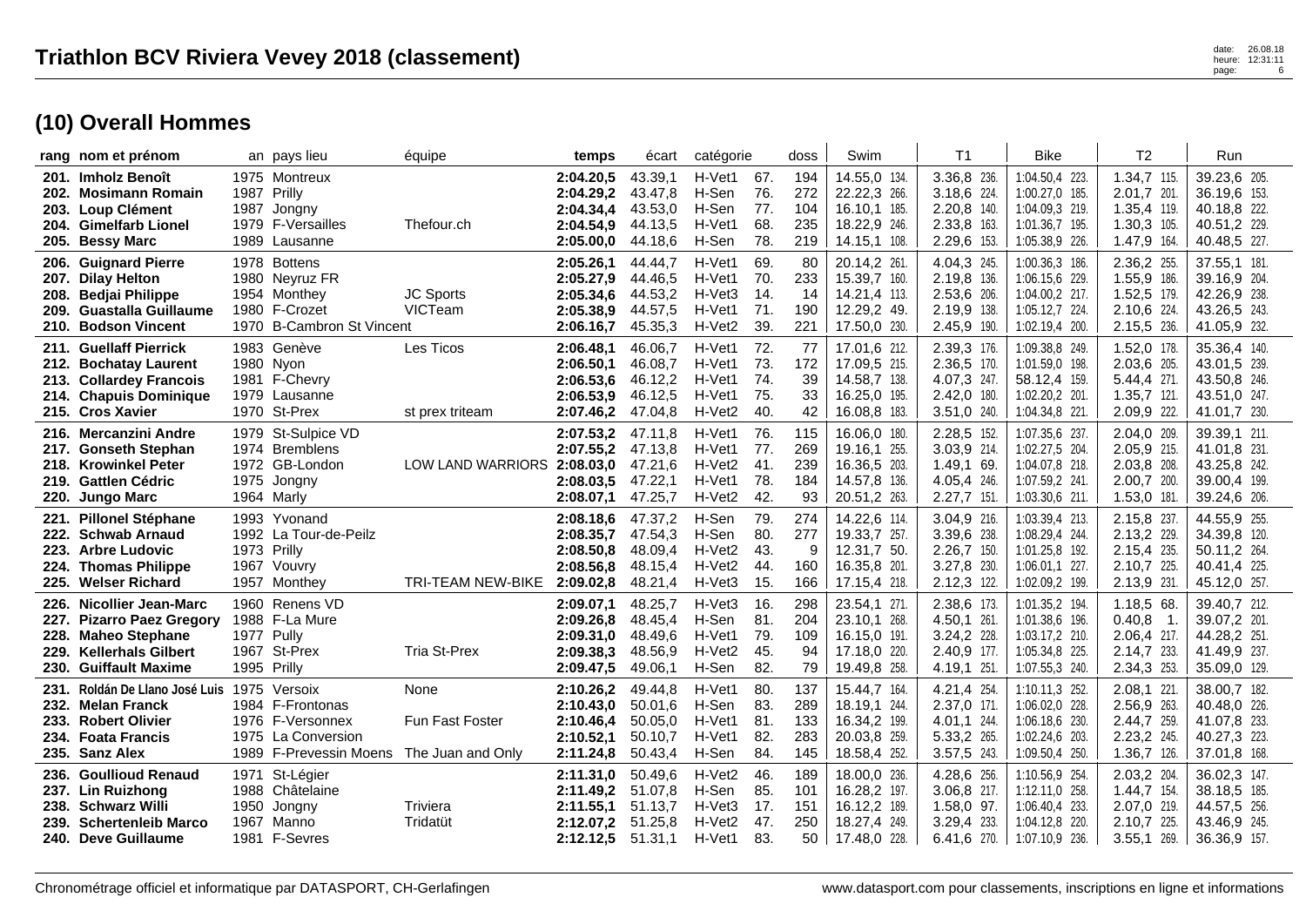# Triathlon BCV Riviera Vevey 2018 (classement)

## (10) Overall Hommes

| rang | nom et prénom | an | pays lieu | équipe | temps | écart | catégorie | | doss | Swim | | T1 | | Bike | | T2 | | Run | |
|---|---|---|---|---|---|---|---|---|---|---|---|---|---|---|---|---|---|---|---|
| 201. | Imholz Benoît | 1975 | Montreux | | 2:04.20,5 | 43.39,1 | H-Vet1 | 67. | 194 | 14.55,0 | 134. | 3.36,8 | 236. | 1:04.50,4 | 223. | 1.34,7 | 115. | 39.23,6 | 205. |
| 202. | Mosimann Romain | 1987 | Prilly | | 2:04.29,2 | 43.47,8 | H-Sen | 76. | 272 | 22.22,3 | 266. | 3.18,6 | 224. | 1:00.27,0 | 185. | 2.01,7 | 201. | 36.19,6 | 153. |
| 203. | Loup Clément | 1987 | Jongny | | 2:04.34,4 | 43.53,0 | H-Sen | 77. | 104 | 16.10,1 | 185. | 2.20,8 | 140. | 1:04.09,3 | 219. | 1.35,4 | 119. | 40.18,8 | 222. |
| 204. | Gimelfarb Lionel | 1979 | F-Versailles | Thefour.ch | 2:04.54,9 | 44.13,5 | H-Vet1 | 68. | 235 | 18.22,9 | 246. | 2.33,8 | 163. | 1:01.36,7 | 195. | 1.30,3 | 105. | 40.51,2 | 229. |
| 205. | Bessy Marc | 1989 | Lausanne | | 2:05.00,0 | 44.18,6 | H-Sen | 78. | 219 | 14.15,1 | 108. | 2.29,6 | 153. | 1:05.38,9 | 226. | 1.47,9 | 164. | 40.48,5 | 227. |
| 206. | Guignard Pierre | 1978 | Bottens | | 2:05.26,1 | 44.44,7 | H-Vet1 | 69. | 80 | 20.14,2 | 261. | 4.04,3 | 245. | 1:00.36,3 | 186. | 2.36,2 | 255. | 37.55,1 | 181. |
| 207. | Dilay Helton | 1980 | Neyruz FR | | 2:05.27,9 | 44.46,5 | H-Vet1 | 70. | 233 | 15.39,7 | 160. | 2.19,8 | 136. | 1:06.15,6 | 229. | 1.55,9 | 186. | 39.16,9 | 204. |
| 208. | Bedjai Philippe | 1954 | Monthey | JC Sports | 2:05.34,6 | 44.53,2 | H-Vet3 | 14. | 14 | 14.21,4 | 113. | 2.53,6 | 206. | 1:04.00,2 | 217. | 1.52,5 | 179. | 42.26,9 | 238. |
| 209. | Guastalla Guillaume | 1980 | F-Crozet | VICTeam | 2:05.38,9 | 44.57,5 | H-Vet1 | 71. | 190 | 12.29,2 | 49. | 2.19,9 | 138. | 1:05.12,7 | 224. | 2.10,6 | 224. | 43.26,5 | 243. |
| 210. | Bodson Vincent | 1970 | B-Cambron St Vincent | | 2:06.16,7 | 45.35,3 | H-Vet2 | 39. | 221 | 17.50,0 | 230. | 2.45,9 | 190. | 1:02.19,4 | 200. | 2.15,5 | 236. | 41.05,9 | 232. |
| 211. | Guellaff Pierrick | 1983 | Genève | Les Ticos | 2:06.48,1 | 46.06,7 | H-Vet1 | 72. | 77 | 17.01,6 | 212. | 2.39,3 | 176. | 1:09.38,8 | 249. | 1.52,0 | 178. | 35.36,4 | 140. |
| 212. | Bochatay Laurent | 1980 | Nyon | | 2:06.50,1 | 46.08,7 | H-Vet1 | 73. | 172 | 17.09,5 | 215. | 2.36,5 | 170. | 1:01.59,0 | 198. | 2.03,6 | 205. | 43.01,5 | 239. |
| 213. | Collardey Francois | 1981 | F-Chevry | | 2:06.53,6 | 46.12,2 | H-Vet1 | 74. | 39 | 14.58,7 | 138. | 4.07,3 | 247. | 58.12,4 | 159. | 5.44,4 | 271. | 43.50,8 | 246. |
| 214. | Chapuis Dominique | 1979 | Lausanne | | 2:06.53,9 | 46.12,5 | H-Vet1 | 75. | 33 | 16.25,0 | 195. | 2.42,0 | 180. | 1:02.20,2 | 201. | 1.35,7 | 121. | 43.51,0 | 247. |
| 215. | Cros Xavier | 1970 | St-Prex | st prex triteam | 2:07.46,2 | 47.04,8 | H-Vet2 | 40. | 42 | 16.08,8 | 183. | 3.51,0 | 240. | 1:04.34,8 | 221. | 2.09,9 | 222. | 41.01,7 | 230. |
| 216. | Mercanzini Andre | 1979 | St-Sulpice VD | | 2:07.53,2 | 47.11,8 | H-Vet1 | 76. | 115 | 16.06,0 | 180. | 2.28,5 | 152. | 1:07.35,6 | 237. | 2.04,0 | 209. | 39.39,1 | 211. |
| 217. | Gonseth Stephan | 1974 | Bremblens | | 2:07.55,2 | 47.13,8 | H-Vet1 | 77. | 269 | 19.16,1 | 255. | 3.03,9 | 214. | 1:02.27,5 | 204. | 2.05,9 | 215. | 41.01,8 | 231. |
| 218. | Krowinkel Peter | 1972 | GB-London | LOW LAND WARRIORS | 2:08.03,0 | 47.21,6 | H-Vet2 | 41. | 239 | 16.36,5 | 203. | 1.49,1 | 69. | 1:04.07,8 | 218. | 2.03,8 | 208. | 43.25,8 | 242. |
| 219. | Gattlen Cédric | 1975 | Jongny | | 2:08.03,5 | 47.22,1 | H-Vet1 | 78. | 184 | 14.57,8 | 136. | 4.05,4 | 246. | 1:07.59,2 | 241. | 2.00,7 | 200. | 39.00,4 | 199. |
| 220. | Jungo Marc | 1964 | Marly | | 2:08.07,1 | 47.25,7 | H-Vet2 | 42. | 93 | 20.51,2 | 263. | 2.27,7 | 151. | 1:03.30,6 | 211. | 1.53,0 | 181. | 39.24,6 | 206. |
| 221. | Pillonel Stéphane | 1993 | Yvonand | | 2:08.18,6 | 47.37,2 | H-Sen | 79. | 274 | 14.22,6 | 114. | 3.04,9 | 216. | 1:03.39,4 | 213. | 2.15,8 | 237. | 44.55,9 | 255. |
| 222. | Schwab Arnaud | 1992 | La Tour-de-Peilz | | 2:08.35,7 | 47.54,3 | H-Sen | 80. | 277 | 19.33,7 | 257. | 3.39,6 | 238. | 1:08.29,4 | 244. | 2.13,2 | 229. | 34.39,8 | 120. |
| 223. | Arbre Ludovic | 1973 | Prilly | | 2:08.50,8 | 48.09,4 | H-Vet2 | 43. | 9 | 12.31,7 | 50. | 2.26,7 | 150. | 1:01.25,8 | 192. | 2.15,4 | 235. | 50.11,2 | 264. |
| 224. | Thomas Philippe | 1967 | Vouvry | | 2:08.56,8 | 48.15,4 | H-Vet2 | 44. | 160 | 16.35,8 | 201. | 3.27,8 | 230. | 1:06.01,1 | 227. | 2.10,7 | 225. | 40.41,4 | 225. |
| 225. | Welser Richard | 1957 | Monthey | TRI-TEAM NEW-BIKE | 2:09.02,8 | 48.21,4 | H-Vet3 | 15. | 166 | 17.15,4 | 218. | 2.12,3 | 122. | 1:02.09,2 | 199. | 2.13,9 | 231. | 45.12,0 | 257. |
| 226. | Nicollier Jean-Marc | 1960 | Renens VD | | 2:09.07,1 | 48.25,7 | H-Vet3 | 16. | 298 | 23.54,1 | 271. | 2.38,6 | 173. | 1:01.35,2 | 194. | 1.18,5 | 68. | 39.40,7 | 212. |
| 227. | Pizarro Paez Gregory | 1988 | F-La Mure | | 2:09.26,8 | 48.45,4 | H-Sen | 81. | 204 | 23.10,1 | 268. | 4.50,1 | 261. | 1:01.38,6 | 196. | 0.40,8 | 1. | 39.07,2 | 201. |
| 228. | Maheo Stephane | 1977 | Pully | | 2:09.31,0 | 48.49,6 | H-Vet1 | 79. | 109 | 16.15,0 | 191. | 3.24,2 | 228. | 1:03.17,2 | 210. | 2.06,4 | 217. | 44.28,2 | 251. |
| 229. | Kellerhals Gilbert | 1967 | St-Prex | Tria St-Prex | 2:09.38,3 | 48.56,9 | H-Vet2 | 45. | 94 | 17.18,0 | 220. | 2.40,9 | 177. | 1:05.34,8 | 225. | 2.14,7 | 233. | 41.49,9 | 237. |
| 230. | Guiffault Maxime | 1995 | Prilly | | 2:09.47,5 | 49.06,1 | H-Sen | 82. | 79 | 19.49,8 | 258. | 4.19,1 | 251. | 1:07.55,3 | 240. | 2.34,3 | 253. | 35.09,0 | 129. |
| 231. | Roldán De Llano José Luis | 1975 | Versoix | None | 2:10.26,2 | 49.44,8 | H-Vet1 | 80. | 137 | 15.44,7 | 164. | 4.21,4 | 254. | 1:10.11,3 | 252. | 2.08,1 | 221. | 38.00,7 | 182. |
| 232. | Melan Franck | 1984 | F-Frontonas | | 2:10.43,0 | 50.01,6 | H-Sen | 83. | 289 | 18.19,1 | 244. | 2.37,0 | 171. | 1:06.02,0 | 228. | 2.56,9 | 263. | 40.48,0 | 226. |
| 233. | Robert Olivier | 1976 | F-Versonnex | Fun Fast Foster | 2:10.46,4 | 50.05,0 | H-Vet1 | 81. | 133 | 16.34,2 | 199. | 4.01,1 | 244. | 1:06.18,6 | 230. | 2.44,7 | 259. | 41.07,8 | 233. |
| 234. | Foata Francis | 1975 | La Conversion | | 2:10.52,1 | 50.10,7 | H-Vet1 | 82. | 283 | 20.03,8 | 259. | 5.33,2 | 265. | 1:02.24,6 | 203. | 2.23,2 | 245. | 40.27,3 | 223. |
| 235. | Sanz Alex | 1989 | F-Prevessin Moens | The Juan and Only | 2:11.24,8 | 50.43,4 | H-Sen | 84. | 145 | 18.58,4 | 252. | 3.57,5 | 243. | 1:09.50,4 | 250. | 1.36,7 | 126. | 37.01,8 | 168. |
| 236. | Goullioud Renaud | 1971 | St-Légier | | 2:11.31,0 | 50.49,6 | H-Vet2 | 46. | 189 | 18.00,0 | 236. | 4.28,6 | 256. | 1:10.56,9 | 254. | 2.03,2 | 204. | 36.02,3 | 147. |
| 237. | Lin Ruizhong | 1988 | Châtelaine | | 2:11.49,2 | 51.07,8 | H-Sen | 85. | 101 | 16.28,2 | 197. | 3.06,8 | 217. | 1:12.11,0 | 258. | 1.44,7 | 154. | 38.18,5 | 185. |
| 238. | Schwarz Willi | 1950 | Jongny | Triviera | 2:11.55,1 | 51.13,7 | H-Vet3 | 17. | 151 | 16.12,2 | 189. | 1.58,0 | 97. | 1:06.40,4 | 233. | 2.07,0 | 219. | 44.57,5 | 256. |
| 239. | Schertenleib Marco | 1967 | Manno | Tridatüt | 2:12.07,2 | 51.25,8 | H-Vet2 | 47. | 250 | 18.27,4 | 249. | 3.29,4 | 233. | 1:04.12,8 | 220. | 2.10,7 | 225. | 43.46,9 | 245. |
| 240. | Deve Guillaume | 1981 | F-Sevres | | 2:12.12,5 | 51.31,1 | H-Vet1 | 83. | 50 | 17.48,0 | 228. | 6.41,6 | 270. | 1:07.10,9 | 236. | 3.55,1 | 269. | 36.36,9 | 157. |

Chronométrage officiel et informatique par DATASPORT, CH-Gerlafingen

www.datasport.com pour classements, inscriptions en ligne et informations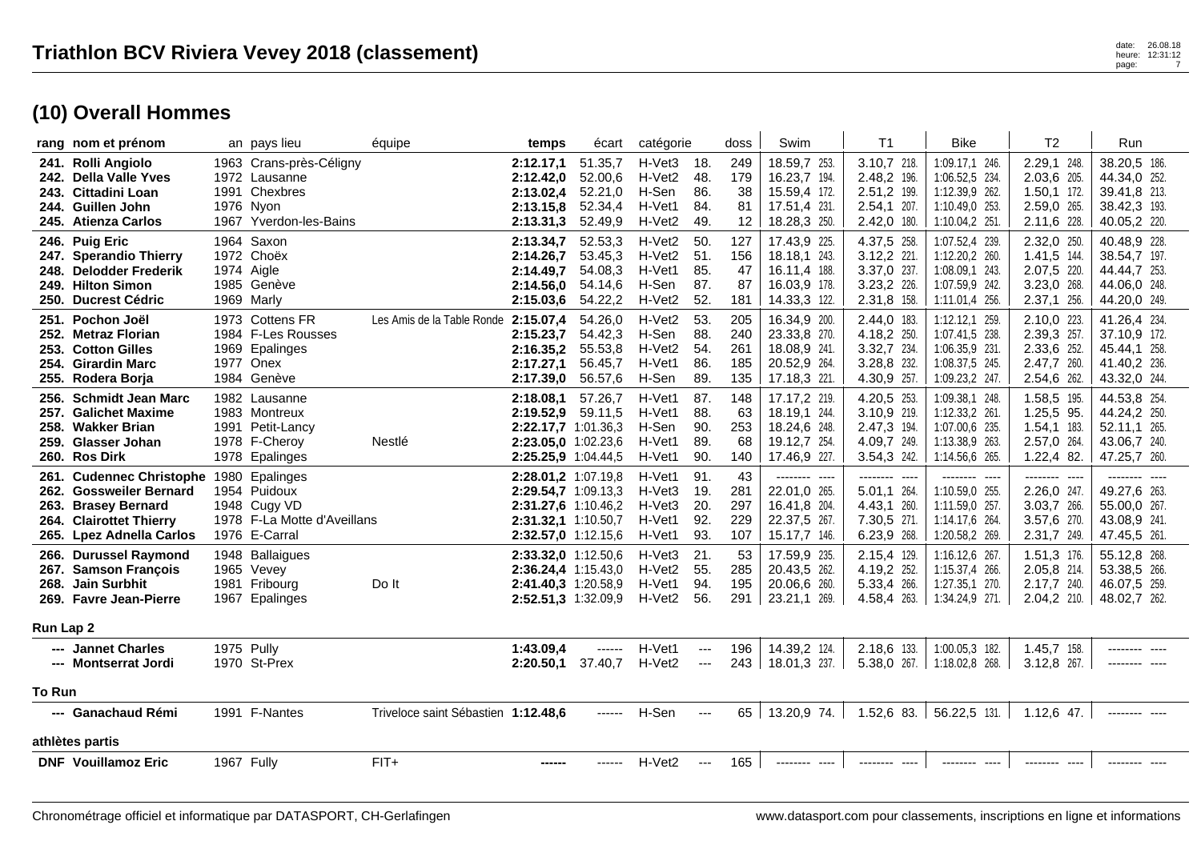# Triathlon BCV Riviera Vevey 2018 (classement)

date: 26.08.18
heure: 12:31:12

## (10) Overall Hommes

| rang | nom et prénom | an | pays lieu | équipe | temps | écart | catégorie | | doss | Swim | T1 | Bike | T2 | Run |
|---|---|---|---|---|---|---|---|---|---|---|---|---|---|---|
| 241. | **Rolli Angiolo** | 1963 | Crans-près-Céligny | | **2:12.17,1** | 51.35,7 | H-Vet3 | 18. | 249 | 18.59,7 253. | 3.10,7 218. | 1:09.17,1 246. | 2.29,1 248. | 38.20,5 186. |
| 242. | **Della Valle Yves** | 1972 | Lausanne | | **2:12.42,0** | 52.00,6 | H-Vet2 | 48. | 179 | 16.23,7 194. | 2.48,2 196. | 1:06.52,5 234. | 2.03,6 205. | 44.34,0 252. |
| 243. | **Cittadini Loan** | 1991 | Chexbres | | **2:13.02,4** | 52.21,0 | H-Sen | 86. | 38 | 15.59,4 172. | 2.51,2 199. | 1:12.39,9 262. | 1.50,1 172. | 39.41,8 213. |
| 244. | **Guillen John** | 1976 | Nyon | | **2:13.15,8** | 52.34,4 | H-Vet1 | 84. | 81 | 17.51,4 231. | 2.54,1 207. | 1:10.49,0 253. | 2.59,0 265. | 38.42,3 193. |
| 245. | **Atienza Carlos** | 1967 | Yverdon-les-Bains | | **2:13.31,3** | 52.49,9 | H-Vet2 | 49. | 12 | 18.28,3 250. | 2.42,0 180. | 1:10.04,2 251. | 2.11,6 228. | 40.05,2 220. |
| 246. | **Puig Eric** | 1964 | Saxon | | **2:13.34,7** | 52.53,3 | H-Vet2 | 50. | 127 | 17.43,9 225. | 4.37,5 258. | 1:07.52,4 239. | 2.32,0 250. | 40.48,9 228. |
| 247. | **Sperandio Thierry** | 1972 | Choëx | | **2:14.26,7** | 53.45,3 | H-Vet2 | 51. | 156 | 18.18,1 243. | 3.12,2 221. | 1:12.20,2 260. | 1.41,5 144. | 38.54,7 197. |
| 248. | **Delodder Frederik** | 1974 | Aigle | | **2:14.49,7** | 54.08,3 | H-Vet1 | 85. | 47 | 16.11,4 188. | 3.37,0 237. | 1:08.09,1 243. | 2.07,5 220. | 44.44,7 253. |
| 249. | **Hilton Simon** | 1985 | Genève | | **2:14.56,0** | 54.14,6 | H-Sen | 87. | 87 | 16.03,9 178. | 3.23,2 226. | 1:07.59,9 242. | 3.23,0 268. | 44.06,0 248. |
| 250. | **Ducrest Cédric** | 1969 | Marly | | **2:15.03,6** | 54.22,2 | H-Vet2 | 52. | 181 | 14.33,3 122. | 2.31,8 158. | 1:11.01,4 256. | 2.37,1 256. | 44.20,0 249. |
| 251. | **Pochon Joël** | 1973 | Cottens FR | Les Amis de la Table Ronde | **2:15.07,4** | 54.26,0 | H-Vet2 | 53. | 205 | 16.34,9 200. | 2.44,0 183. | 1:12.12,1 259. | 2.10,0 223. | 41.26,4 234. |
| 252. | **Metraz Florian** | 1984 | F-Les Rousses | | **2:15.23,7** | 54.42,3 | H-Sen | 88. | 240 | 23.33,8 270. | 4.18,2 250. | 1:07.41,5 238. | 2.39,3 257. | 37.10,9 172. |
| 253. | **Cotton Gilles** | 1969 | Epalinges | | **2:16.35,2** | 55.53,8 | H-Vet2 | 54. | 261 | 18.08,9 241. | 3.32,7 234. | 1:06.35,9 231. | 2.33,6 252. | 45.44,1 258. |
| 254. | **Girardin Marc** | 1977 | Onex | | **2:17.27,1** | 56.45,7 | H-Vet1 | 86. | 185 | 20.52,9 264. | 3.28,8 232. | 1:08.37,5 245. | 2.47,7 260. | 41.40,2 236. |
| 255. | **Rodera Borja** | 1984 | Genève | | **2:17.39,0** | 56.57,6 | H-Sen | 89. | 135 | 17.18,3 221. | 4.30,9 257. | 1:09.23,2 247. | 2.54,6 262. | 43.32,0 244. |
| 256. | **Schmidt Jean Marc** | 1982 | Lausanne | | **2:18.08,1** | 57.26,7 | H-Vet1 | 87. | 148 | 17.17,2 219. | 4.20,5 253. | 1:09.38,1 248. | 1.58,5 195. | 44.53,8 254. |
| 257. | **Galichet Maxime** | 1983 | Montreux | | **2:19.52,9** | 59.11,5 | H-Vet1 | 88. | 63 | 18.19,1 244. | 3.10,9 219. | 1:12.33,2 261. | 1.25,5 95. | 44.24,2 250. |
| 258. | **Wakker Brian** | 1991 | Petit-Lancy | | **2:22.17,7** | 1:01.36,3 | H-Sen | 90. | 253 | 18.24,6 248. | 2.47,3 194. | 1:07.00,6 235. | 1.54,1 183. | 52.11,1 265. |
| 259. | **Glasser Johan** | 1978 | F-Cheroy | Nestlé | **2:23.05,0** | 1:02.23,6 | H-Vet1 | 89. | 68 | 19.12,7 254. | 4.09,7 249. | 1:13.38,9 263. | 2.57,0 264. | 43.06,7 240. |
| 260. | **Ros Dirk** | 1978 | Epalinges | | **2:25.25,9** | 1:04.44,5 | H-Vet1 | 90. | 140 | 17.46,9 227. | 3.54,3 242. | 1:14.56,6 265. | 1.22,4 82. | 47.25,7 260. |
| 261. | **Cudennec Christophe** | 1980 | Epalinges | | **2:28.01,2** | 1:07.19,8 | H-Vet1 | 91. | 43 | -------- ---- | -------- ---- | -------- ---- | -------- ---- | -------- ---- |
| 262. | **Gossweiler Bernard** | 1954 | Puidoux | | **2:29.54,7** | 1:09.13,3 | H-Vet3 | 19. | 281 | 22.01,0 265. | 5.01,1 264. | 1:10.59,0 255. | 2.26,0 247. | 49.27,6 263. |
| 263. | **Brasey Bernard** | 1948 | Cugy VD | | **2:31.27,6** | 1:10.46,2 | H-Vet3 | 20. | 297 | 16.41,8 204. | 4.43,1 260. | 1:11.59,0 257. | 3.03,7 266. | 55.00,0 267. |
| 264. | **Clairottet Thierry** | 1978 | F-La Motte d'Aveillans | | **2:31.32,1** | 1:10.50,7 | H-Vet1 | 92. | 229 | 22.37,5 267. | 7.30,5 271. | 1:14.17,6 264. | 3.57,6 270. | 43.08,9 241. |
| 265. | **Lpez Adnella Carlos** | 1976 | E-Carral | | **2:32.57,0** | 1:12.15,6 | H-Vet1 | 93. | 107 | 15.17,7 146. | 6.23,9 268. | 1:20.58,2 269. | 2.31,7 249. | 47.45,5 261. |
| 266. | **Durussel Raymond** | 1948 | Ballaigues | | **2:33.32,0** | 1:12.50,6 | H-Vet3 | 21. | 53 | 17.59,9 235. | 2.15,4 129. | 1:16.12,6 267. | 1.51,3 176. | 55.12,8 268. |
| 267. | **Samson François** | 1965 | Vevey | | **2:36.24,4** | 1:15.43,0 | H-Vet2 | 55. | 285 | 20.43,5 262. | 4.19,2 252. | 1:15.37,4 266. | 2.05,8 214. | 53.38,5 266. |
| 268. | **Jain Surbhit** | 1981 | Fribourg | Do It | **2:41.40,3** | 1:20.58,9 | H-Vet1 | 94. | 195 | 20.06,6 260. | 5.33,4 266. | 1:27.35,1 270. | 2.17,7 240. | 46.07,5 259. |
| 269. | **Favre Jean-Pierre** | 1967 | Epalinges | | **2:52.51,3** | 1:32.09,9 | H-Vet2 | 56. | 291 | 23.21,1 269. | 4.58,4 263. | 1:34.24,9 271. | 2.04,2 210. | 48.02,7 262. |

**Run Lap 2**

| rang | nom et prénom | an | pays lieu | équipe | temps | écart | catégorie | | doss | Swim | T1 | Bike | T2 | Run |
|---|---|---|---|---|---|---|---|---|---|---|---|---|---|---|
| --- | **Jannet Charles** | 1975 | Pully | | **1:43.09,4** | ------ | H-Vet1 | --- | 196 | 14.39,2 124. | 2.18,6 133. | 1:00.05,3 182. | 1.45,7 158. | -------- ---- |
| --- | **Montserrat Jordi** | 1970 | St-Prex | | **2:20.50,1** | 37.40,7 | H-Vet2 | --- | 243 | 18.01,3 237. | 5.38,0 267. | 1:18.02,8 268. | 3.12,8 267. | -------- ---- |

**To Run**

| rang | nom et prénom | an | pays lieu | équipe | temps | écart | catégorie | | doss | Swim | T1 | Bike | T2 | Run |
|---|---|---|---|---|---|---|---|---|---|---|---|---|---|---|
| --- | **Ganachaud Rémi** | 1991 | F-Nantes | Triveloce saint Sébastien | **1:12.48,6** | ------ | H-Sen | --- | 65 | 13.20,9 74. | 1.52,6 83. | 56.22,5 131. | 1.12,6 47. | -------- ---- |

**athlètes partis**

| rang | nom et prénom | an | pays lieu | équipe | temps | écart | catégorie | | doss | Swim | T1 | Bike | T2 | Run |
|---|---|---|---|---|---|---|---|---|---|---|---|---|---|---|
| DNF | **Vouillamoz Eric** | 1967 | Fully | FIT+ | **------** | ------ | H-Vet2 | --- | 165 | -------- ---- | -------- ---- | -------- ---- | -------- ---- | -------- ---- |

Chronométrage officiel et informatique par DATASPORT, CH-Gerlafingen — www.datasport.com pour classements, inscriptions en ligne et informations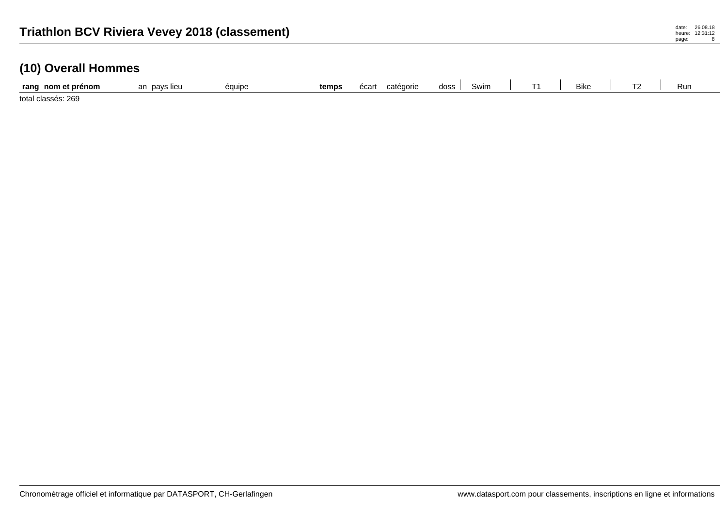## (10) Overall Hommes

| rang | nom et prénom | an | pays lieu | équipe | temps | écart | catégorie | doss | Swim | T1 | Bike | T2 | Run |
|---|---|---|---|---|---|---|---|---|---|---|---|---|---|

total classés: 269